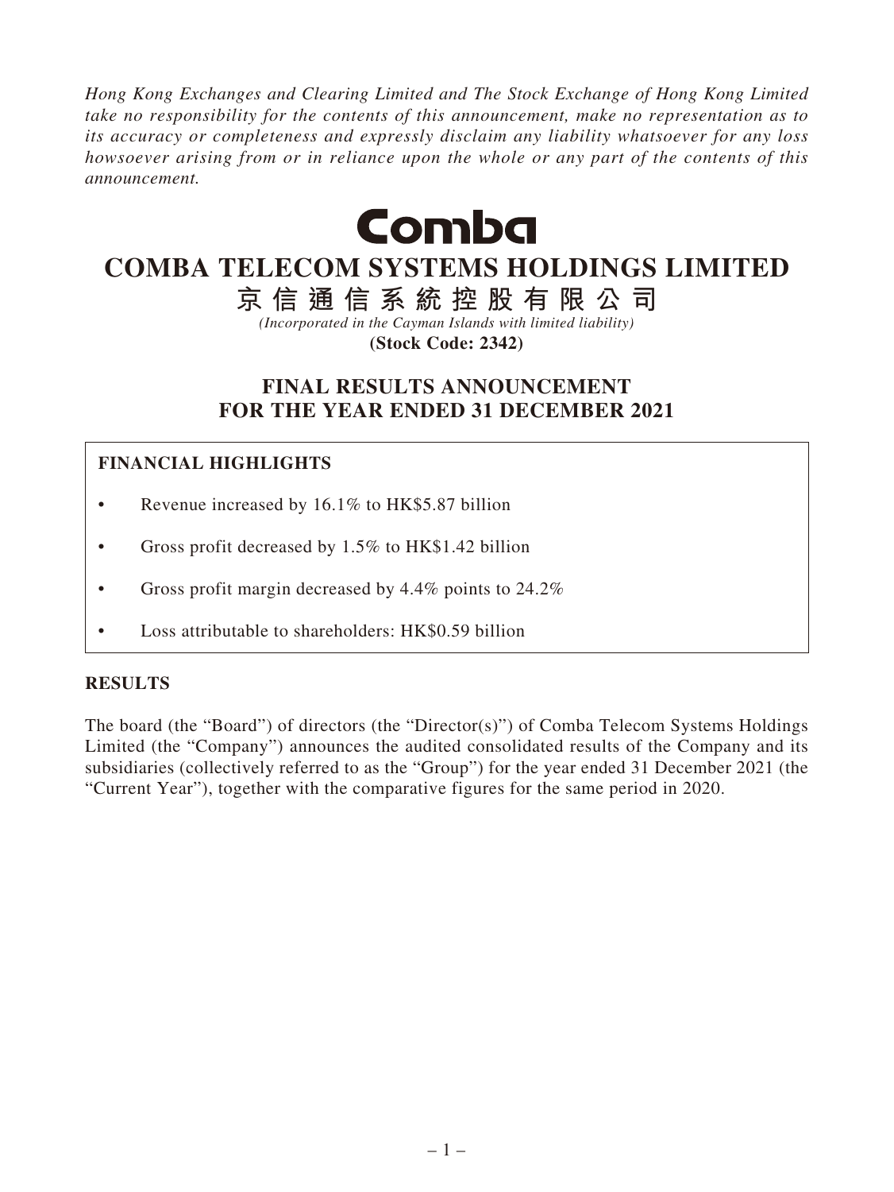*Hong Kong Exchanges and Clearing Limited and The Stock Exchange of Hong Kong Limited take no responsibility for the contents of this announcement, make no representation as to its accuracy or completeness and expressly disclaim any liability whatsoever for any loss howsoever arising from or in reliance upon the whole or any part of the contents of this announcement.*

Comba

# COMBA TELECOM SYSTEMS HOLDINGS LIMITED

# 京信通信系統控股有限公司

*(Incorporated in the Cayman Islands with limited liability)*

**(Stock Code: 2342)**

## FINAL RESULTS ANNOUNCEMENT FOR THE YEAR ENDED 31 DECEMBER 2021

### FINANCIAL HIGHLIGHTS

- Revenue increased by 16.1% to HK$5.87 billion
- Gross profit decreased by 1.5% to HK$1.42 billion
- Gross profit margin decreased by 4.4% points to 24.2%
- Loss attributable to shareholders: HK$0.59 billion

### RESULTS

The board (the "Board") of directors (the "Director(s)") of Comba Telecom Systems Holdings Limited (the "Company") announces the audited consolidated results of the Company and its subsidiaries (collectively referred to as the "Group") for the year ended 31 December 2021 (the "Current Year"), together with the comparative figures for the same period in 2020.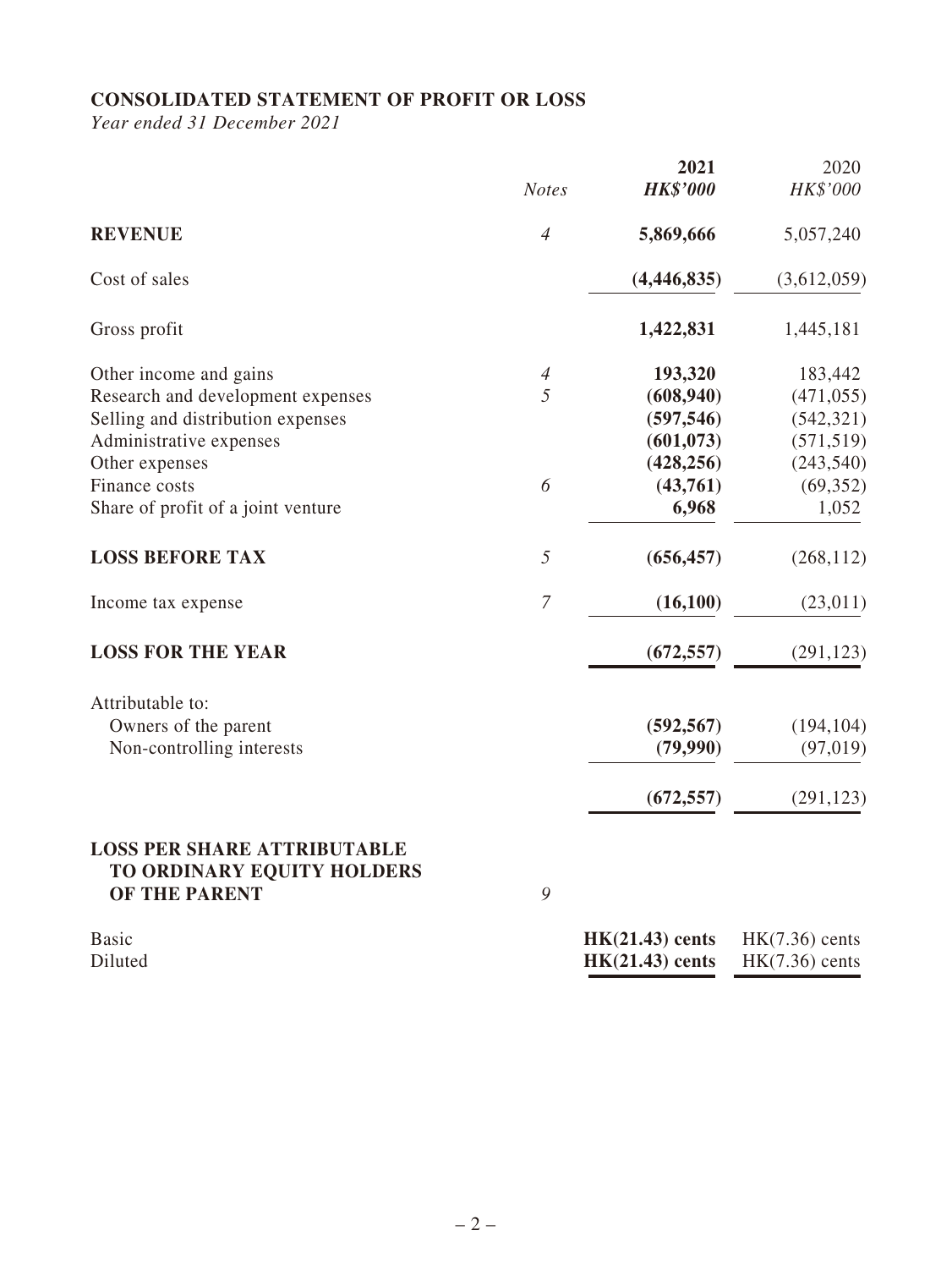## CONSOLIDATED STATEMENT OF PROFIT OR LOSS

*Year ended 31 December 2021*

| | *Notes* | **2021** *HK$'000* | 2020 *HK$'000* |
|---|---|---|---|
| **REVENUE** | *4* | **5,869,666** | 5,057,240 |
| Cost of sales | | **(4,446,835)** | (3,612,059) |
| Gross profit | | **1,422,831** | 1,445,181 |
| Other income and gains | *4* | **193,320** | 183,442 |
| Research and development expenses | *5* | **(608,940)** | (471,055) |
| Selling and distribution expenses | | **(597,546)** | (542,321) |
| Administrative expenses | | **(601,073)** | (571,519) |
| Other expenses | | **(428,256)** | (243,540) |
| Finance costs | *6* | **(43,761)** | (69,352) |
| Share of profit of a joint venture | | **6,968** | 1,052 |
| **LOSS BEFORE TAX** | *5* | **(656,457)** | (268,112) |
| Income tax expense | *7* | **(16,100)** | (23,011) |
| **LOSS FOR THE YEAR** | | **(672,557)** | (291,123) |
| Attributable to: | | | |
| Owners of the parent | | **(592,567)** | (194,104) |
| Non-controlling interests | | **(79,990)** | (97,019) |
| | | **(672,557)** | (291,123) |
| **LOSS PER SHARE ATTRIBUTABLE TO ORDINARY EQUITY HOLDERS OF THE PARENT** | *9* | | |
| Basic | | **HK(21.43) cents** | HK(7.36) cents |
| Diluted | | **HK(21.43) cents** | HK(7.36) cents |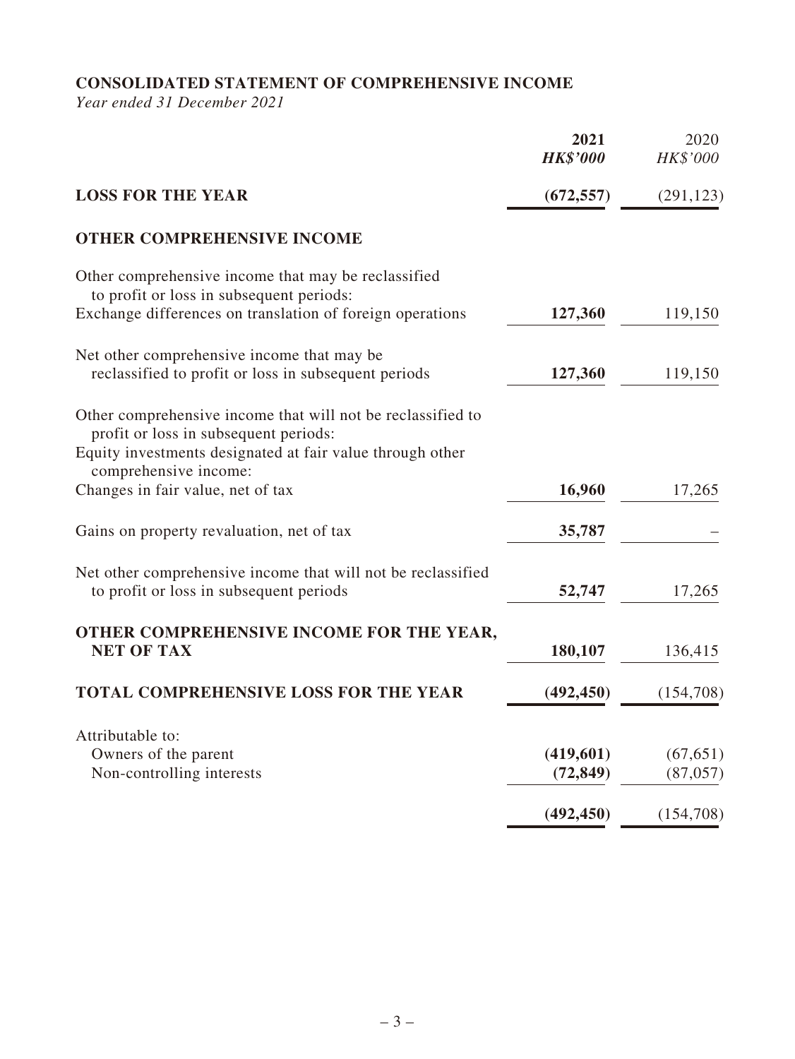# CONSOLIDATED STATEMENT OF COMPREHENSIVE INCOME

*Year ended 31 December 2021*

| | **2021** | 2020 |
|---|---|---|
| | ***HK$'000*** | *HK$'000* |
| **LOSS FOR THE YEAR** | **(672,557)** | (291,123) |
| **OTHER COMPREHENSIVE INCOME** | | |
| Other comprehensive income that may be reclassified to profit or loss in subsequent periods: | | |
| Exchange differences on translation of foreign operations | **127,360** | 119,150 |
| Net other comprehensive income that may be reclassified to profit or loss in subsequent periods | **127,360** | 119,150 |
| Other comprehensive income that will not be reclassified to profit or loss in subsequent periods: | | |
| Equity investments designated at fair value through other comprehensive income: | | |
| Changes in fair value, net of tax | **16,960** | 17,265 |
| Gains on property revaluation, net of tax | **35,787** | – |
| Net other comprehensive income that will not be reclassified to profit or loss in subsequent periods | **52,747** | 17,265 |
| **OTHER COMPREHENSIVE INCOME FOR THE YEAR, NET OF TAX** | **180,107** | 136,415 |
| **TOTAL COMPREHENSIVE LOSS FOR THE YEAR** | **(492,450)** | (154,708) |
| Attributable to: | | |
| Owners of the parent | **(419,601)** | (67,651) |
| Non-controlling interests | **(72,849)** | (87,057) |
| | **(492,450)** | (154,708) |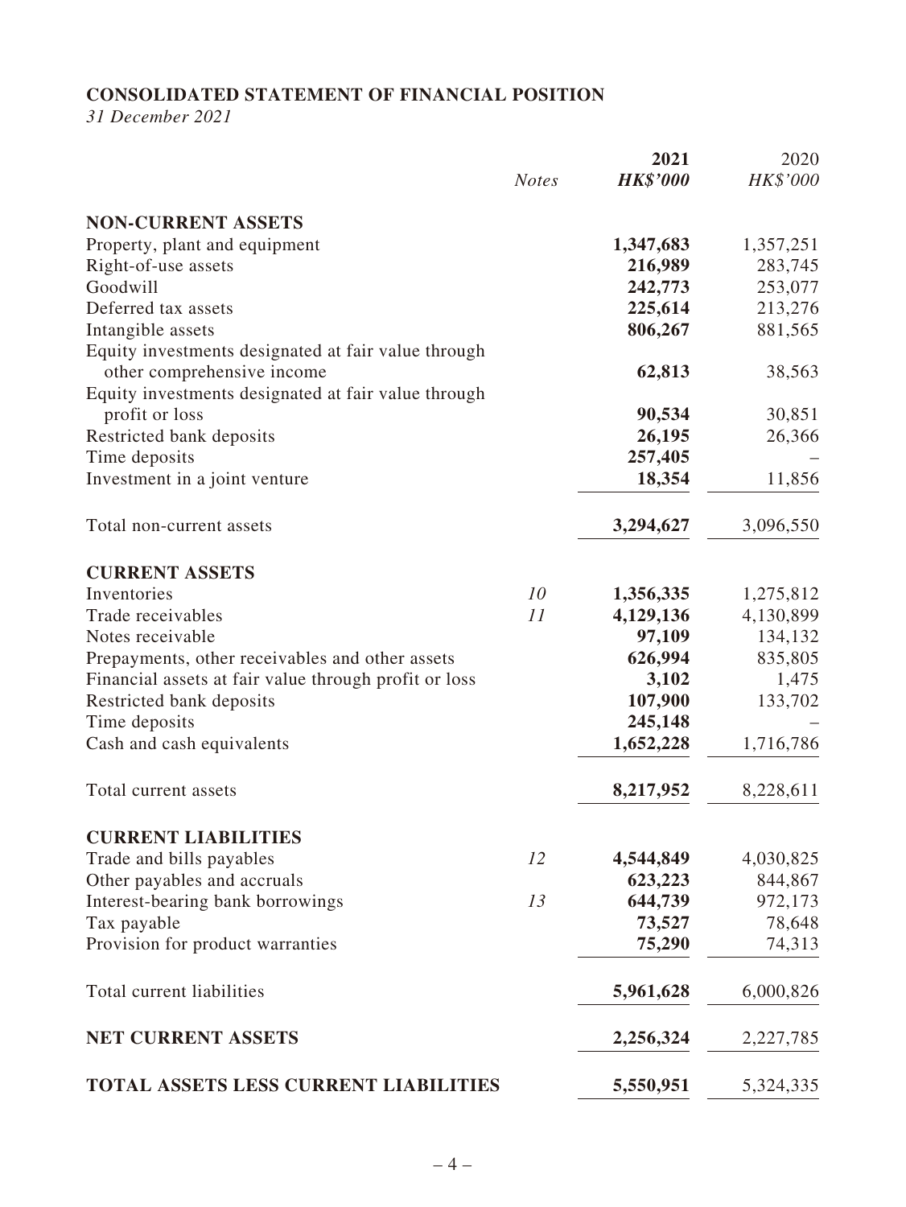## CONSOLIDATED STATEMENT OF FINANCIAL POSITION

*31 December 2021*

| | *Notes* | **2021** | 2020 |
|---|---|---|---|
| | | ***HK$'000*** | *HK$'000* |
| **NON-CURRENT ASSETS** | | | |
| Property, plant and equipment | | **1,347,683** | 1,357,251 |
| Right-of-use assets | | **216,989** | 283,745 |
| Goodwill | | **242,773** | 253,077 |
| Deferred tax assets | | **225,614** | 213,276 |
| Intangible assets | | **806,267** | 881,565 |
| Equity investments designated at fair value through other comprehensive income | | **62,813** | 38,563 |
| Equity investments designated at fair value through profit or loss | | **90,534** | 30,851 |
| Restricted bank deposits | | **26,195** | 26,366 |
| Time deposits | | **257,405** | – |
| Investment in a joint venture | | **18,354** | 11,856 |
| Total non-current assets | | **3,294,627** | 3,096,550 |
| **CURRENT ASSETS** | | | |
| Inventories | *10* | **1,356,335** | 1,275,812 |
| Trade receivables | *11* | **4,129,136** | 4,130,899 |
| Notes receivable | | **97,109** | 134,132 |
| Prepayments, other receivables and other assets | | **626,994** | 835,805 |
| Financial assets at fair value through profit or loss | | **3,102** | 1,475 |
| Restricted bank deposits | | **107,900** | 133,702 |
| Time deposits | | **245,148** | – |
| Cash and cash equivalents | | **1,652,228** | 1,716,786 |
| Total current assets | | **8,217,952** | 8,228,611 |
| **CURRENT LIABILITIES** | | | |
| Trade and bills payables | *12* | **4,544,849** | 4,030,825 |
| Other payables and accruals | | **623,223** | 844,867 |
| Interest-bearing bank borrowings | *13* | **644,739** | 972,173 |
| Tax payable | | **73,527** | 78,648 |
| Provision for product warranties | | **75,290** | 74,313 |
| Total current liabilities | | **5,961,628** | 6,000,826 |
| **NET CURRENT ASSETS** | | **2,256,324** | 2,227,785 |
| **TOTAL ASSETS LESS CURRENT LIABILITIES** | | **5,550,951** | 5,324,335 |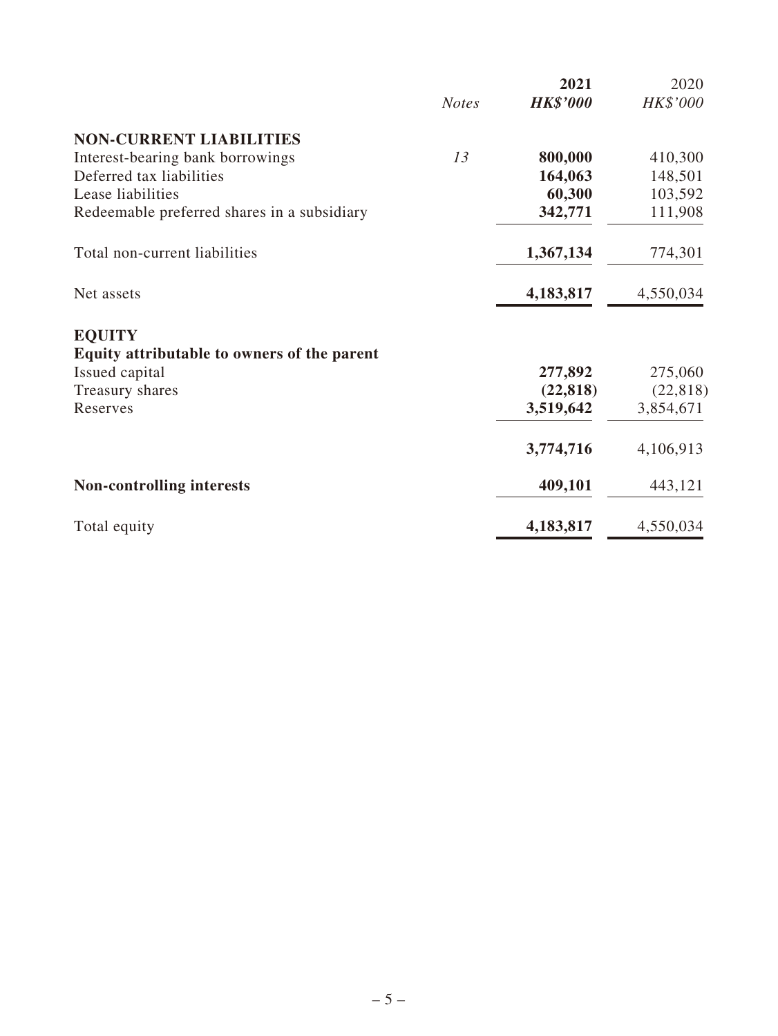|  | *Notes* | **2021** | 2020 |
|---|---|---|---|
|  |  | ***HK$'000*** | *HK$'000* |
| **NON-CURRENT LIABILITIES** |  |  |  |
| Interest-bearing bank borrowings | *13* | **800,000** | 410,300 |
| Deferred tax liabilities |  | **164,063** | 148,501 |
| Lease liabilities |  | **60,300** | 103,592 |
| Redeemable preferred shares in a subsidiary |  | **342,771** | 111,908 |
| Total non-current liabilities |  | **1,367,134** | 774,301 |
| Net assets |  | **4,183,817** | 4,550,034 |
| **EQUITY** |  |  |  |
| **Equity attributable to owners of the parent** |  |  |  |
| Issued capital |  | **277,892** | 275,060 |
| Treasury shares |  | **(22,818)** | (22,818) |
| Reserves |  | **3,519,642** | 3,854,671 |
|  |  | **3,774,716** | 4,106,913 |
| **Non-controlling interests** |  | **409,101** | 443,121 |
| Total equity |  | **4,183,817** | 4,550,034 |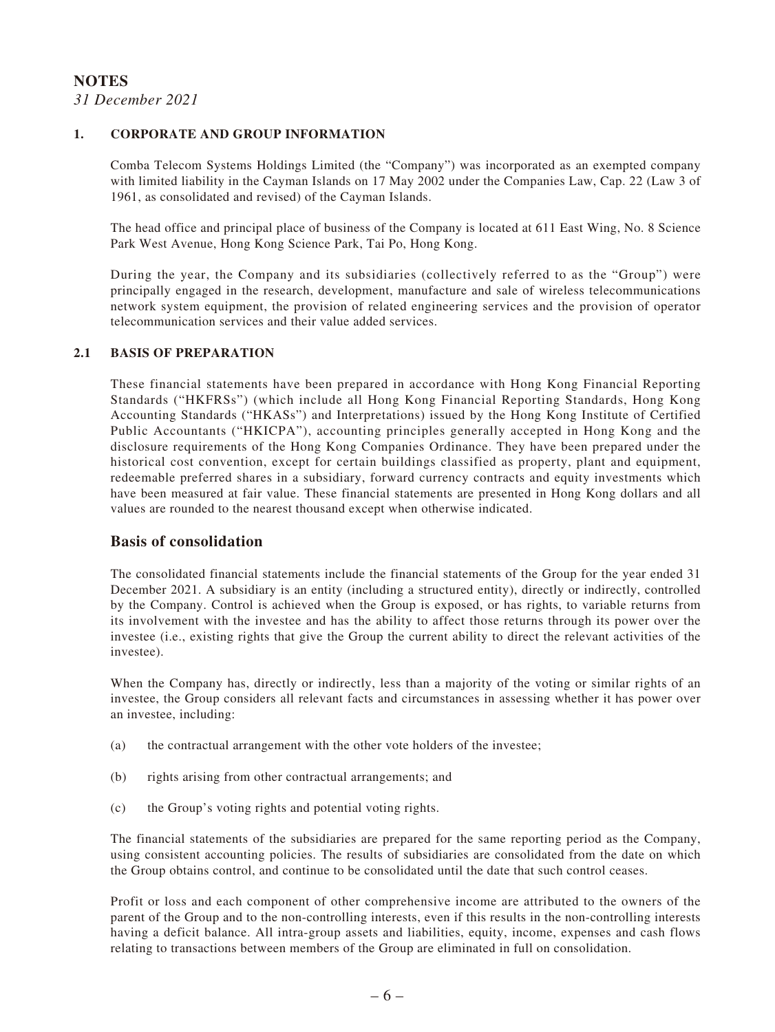# NOTES

*31 December 2021*

## 1. CORPORATE AND GROUP INFORMATION

Comba Telecom Systems Holdings Limited (the "Company") was incorporated as an exempted company with limited liability in the Cayman Islands on 17 May 2002 under the Companies Law, Cap. 22 (Law 3 of 1961, as consolidated and revised) of the Cayman Islands.

The head office and principal place of business of the Company is located at 611 East Wing, No. 8 Science Park West Avenue, Hong Kong Science Park, Tai Po, Hong Kong.

During the year, the Company and its subsidiaries (collectively referred to as the "Group") were principally engaged in the research, development, manufacture and sale of wireless telecommunications network system equipment, the provision of related engineering services and the provision of operator telecommunication services and their value added services.

## 2.1 BASIS OF PREPARATION

These financial statements have been prepared in accordance with Hong Kong Financial Reporting Standards ("HKFRSs") (which include all Hong Kong Financial Reporting Standards, Hong Kong Accounting Standards ("HKASs") and Interpretations) issued by the Hong Kong Institute of Certified Public Accountants ("HKICPA"), accounting principles generally accepted in Hong Kong and the disclosure requirements of the Hong Kong Companies Ordinance. They have been prepared under the historical cost convention, except for certain buildings classified as property, plant and equipment, redeemable preferred shares in a subsidiary, forward currency contracts and equity investments which have been measured at fair value. These financial statements are presented in Hong Kong dollars and all values are rounded to the nearest thousand except when otherwise indicated.

### Basis of consolidation

The consolidated financial statements include the financial statements of the Group for the year ended 31 December 2021. A subsidiary is an entity (including a structured entity), directly or indirectly, controlled by the Company. Control is achieved when the Group is exposed, or has rights, to variable returns from its involvement with the investee and has the ability to affect those returns through its power over the investee (i.e., existing rights that give the Group the current ability to direct the relevant activities of the investee).

When the Company has, directly or indirectly, less than a majority of the voting or similar rights of an investee, the Group considers all relevant facts and circumstances in assessing whether it has power over an investee, including:

(a) the contractual arrangement with the other vote holders of the investee;

(b) rights arising from other contractual arrangements; and

(c) the Group's voting rights and potential voting rights.

The financial statements of the subsidiaries are prepared for the same reporting period as the Company, using consistent accounting policies. The results of subsidiaries are consolidated from the date on which the Group obtains control, and continue to be consolidated until the date that such control ceases.

Profit or loss and each component of other comprehensive income are attributed to the owners of the parent of the Group and to the non-controlling interests, even if this results in the non-controlling interests having a deficit balance. All intra-group assets and liabilities, equity, income, expenses and cash flows relating to transactions between members of the Group are eliminated in full on consolidation.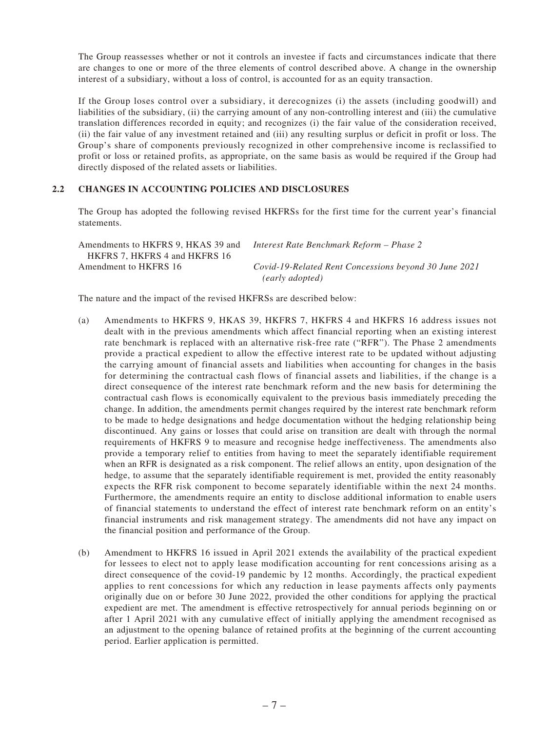The Group reassesses whether or not it controls an investee if facts and circumstances indicate that there are changes to one or more of the three elements of control described above. A change in the ownership interest of a subsidiary, without a loss of control, is accounted for as an equity transaction.

If the Group loses control over a subsidiary, it derecognizes (i) the assets (including goodwill) and liabilities of the subsidiary, (ii) the carrying amount of any non-controlling interest and (iii) the cumulative translation differences recorded in equity; and recognizes (i) the fair value of the consideration received, (ii) the fair value of any investment retained and (iii) any resulting surplus or deficit in profit or loss. The Group's share of components previously recognized in other comprehensive income is reclassified to profit or loss or retained profits, as appropriate, on the same basis as would be required if the Group had directly disposed of the related assets or liabilities.

## 2.2 CHANGES IN ACCOUNTING POLICIES AND DISCLOSURES

The Group has adopted the following revised HKFRSs for the first time for the current year's financial statements.

| | |
|---|---|
| Amendments to HKFRS 9, HKAS 39 and HKFRS 7, HKFRS 4 and HKFRS 16 | *Interest Rate Benchmark Reform – Phase 2* |
| Amendment to HKFRS 16 | *Covid-19-Related Rent Concessions beyond 30 June 2021 (early adopted)* |

The nature and the impact of the revised HKFRSs are described below:

(a) Amendments to HKFRS 9, HKAS 39, HKFRS 7, HKFRS 4 and HKFRS 16 address issues not dealt with in the previous amendments which affect financial reporting when an existing interest rate benchmark is replaced with an alternative risk-free rate ("RFR"). The Phase 2 amendments provide a practical expedient to allow the effective interest rate to be updated without adjusting the carrying amount of financial assets and liabilities when accounting for changes in the basis for determining the contractual cash flows of financial assets and liabilities, if the change is a direct consequence of the interest rate benchmark reform and the new basis for determining the contractual cash flows is economically equivalent to the previous basis immediately preceding the change. In addition, the amendments permit changes required by the interest rate benchmark reform to be made to hedge designations and hedge documentation without the hedging relationship being discontinued. Any gains or losses that could arise on transition are dealt with through the normal requirements of HKFRS 9 to measure and recognise hedge ineffectiveness. The amendments also provide a temporary relief to entities from having to meet the separately identifiable requirement when an RFR is designated as a risk component. The relief allows an entity, upon designation of the hedge, to assume that the separately identifiable requirement is met, provided the entity reasonably expects the RFR risk component to become separately identifiable within the next 24 months. Furthermore, the amendments require an entity to disclose additional information to enable users of financial statements to understand the effect of interest rate benchmark reform on an entity's financial instruments and risk management strategy. The amendments did not have any impact on the financial position and performance of the Group.

(b) Amendment to HKFRS 16 issued in April 2021 extends the availability of the practical expedient for lessees to elect not to apply lease modification accounting for rent concessions arising as a direct consequence of the covid-19 pandemic by 12 months. Accordingly, the practical expedient applies to rent concessions for which any reduction in lease payments affects only payments originally due on or before 30 June 2022, provided the other conditions for applying the practical expedient are met. The amendment is effective retrospectively for annual periods beginning on or after 1 April 2021 with any cumulative effect of initially applying the amendment recognised as an adjustment to the opening balance of retained profits at the beginning of the current accounting period. Earlier application is permitted.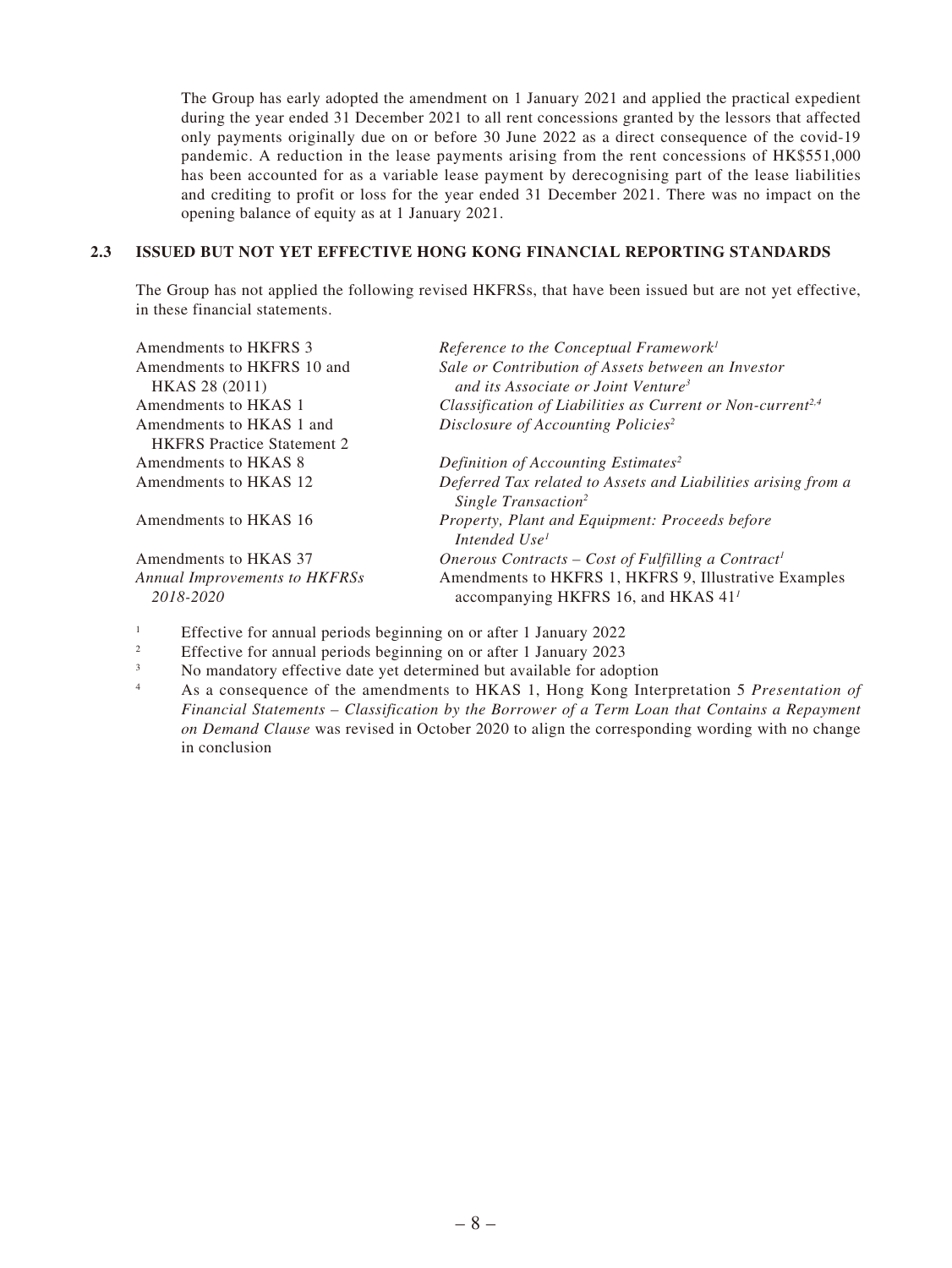The Group has early adopted the amendment on 1 January 2021 and applied the practical expedient during the year ended 31 December 2021 to all rent concessions granted by the lessors that affected only payments originally due on or before 30 June 2022 as a direct consequence of the covid-19 pandemic. A reduction in the lease payments arising from the rent concessions of HK$551,000 has been accounted for as a variable lease payment by derecognising part of the lease liabilities and crediting to profit or loss for the year ended 31 December 2021. There was no impact on the opening balance of equity as at 1 January 2021.

## 2.3 ISSUED BUT NOT YET EFFECTIVE HONG KONG FINANCIAL REPORTING STANDARDS

The Group has not applied the following revised HKFRSs, that have been issued but are not yet effective, in these financial statements.

| | |
|---|---|
| Amendments to HKFRS 3 | *Reference to the Conceptual Framework*[1] |
| Amendments to HKFRS 10 and HKAS 28 (2011) | *Sale or Contribution of Assets between an Investor and its Associate or Joint Venture*[3] |
| Amendments to HKAS 1 | *Classification of Liabilities as Current or Non-current*[2,4] |
| Amendments to HKAS 1 and HKFRS Practice Statement 2 | *Disclosure of Accounting Policies*[2] |
| Amendments to HKAS 8 | *Definition of Accounting Estimates*[2] |
| Amendments to HKAS 12 | *Deferred Tax related to Assets and Liabilities arising from a Single Transaction*[2] |
| Amendments to HKAS 16 | *Property, Plant and Equipment: Proceeds before Intended Use*[1] |
| Amendments to HKAS 37 | *Onerous Contracts – Cost of Fulfilling a Contract*[1] |
| *Annual Improvements to HKFRSs 2018-2020* | Amendments to HKFRS 1, HKFRS 9, Illustrative Examples accompanying HKFRS 16, and HKAS 41[1] |

[1] Effective for annual periods beginning on or after 1 January 2022

[2] Effective for annual periods beginning on or after 1 January 2023

[3] No mandatory effective date yet determined but available for adoption

[4] As a consequence of the amendments to HKAS 1, Hong Kong Interpretation 5 *Presentation of Financial Statements – Classification by the Borrower of a Term Loan that Contains a Repayment on Demand Clause* was revised in October 2020 to align the corresponding wording with no change in conclusion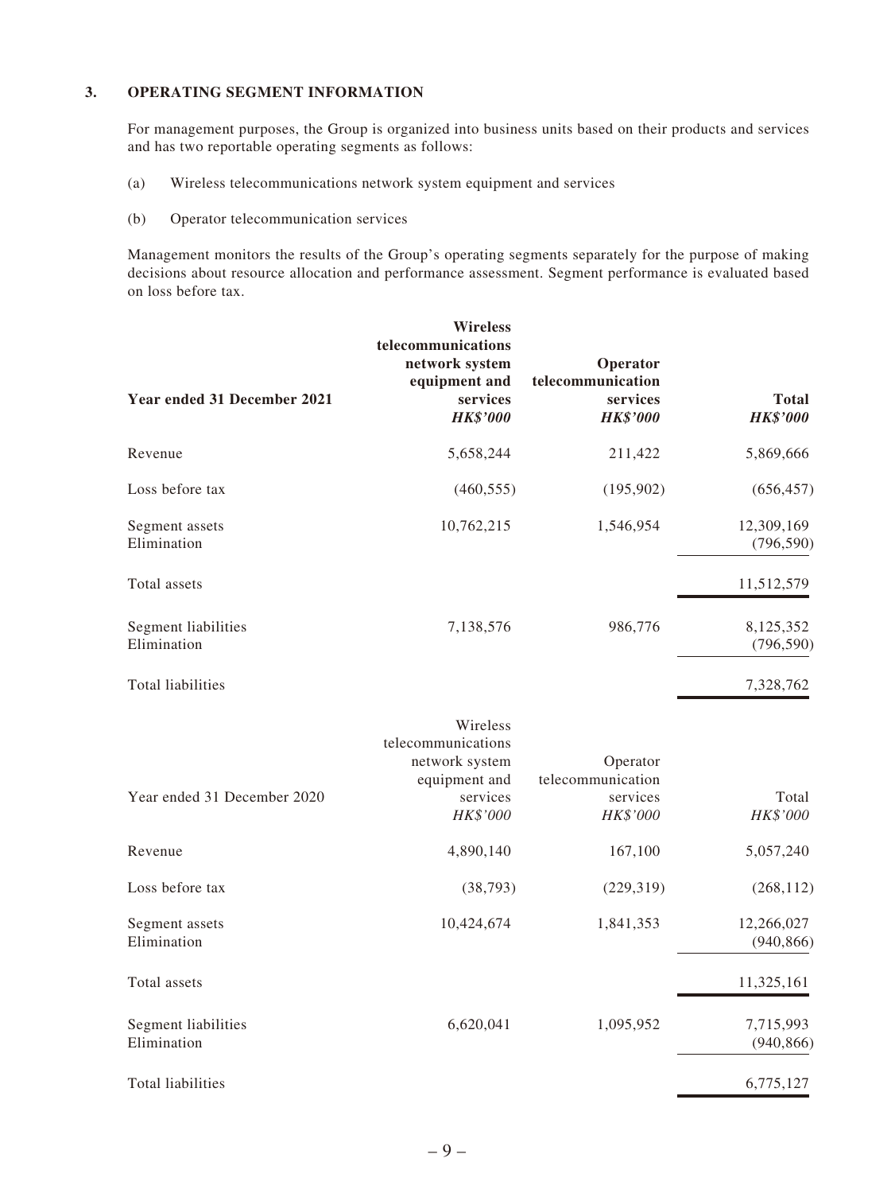## 3. OPERATING SEGMENT INFORMATION

For management purposes, the Group is organized into business units based on their products and services and has two reportable operating segments as follows:

(a) Wireless telecommunications network system equipment and services

(b) Operator telecommunication services

Management monitors the results of the Group's operating segments separately for the purpose of making decisions about resource allocation and performance assessment. Segment performance is evaluated based on loss before tax.

| **Year ended 31 December 2021** | **Wireless telecommunications network system equipment and services** *HK$'000* | **Operator telecommunication services** *HK$'000* | **Total** *HK$'000* |
|---|---|---|---|
| Revenue | 5,658,244 | 211,422 | 5,869,666 |
| Loss before tax | (460,555) | (195,902) | (656,457) |
| Segment assets | 10,762,215 | 1,546,954 | 12,309,169 |
| Elimination | | | (796,590) |
| Total assets | | | 11,512,579 |
| Segment liabilities | 7,138,576 | 986,776 | 8,125,352 |
| Elimination | | | (796,590) |
| Total liabilities | | | 7,328,762 |

| Year ended 31 December 2020 | Wireless telecommunications network system equipment and services *HK$'000* | Operator telecommunication services *HK$'000* | Total *HK$'000* |
|---|---|---|---|
| Revenue | 4,890,140 | 167,100 | 5,057,240 |
| Loss before tax | (38,793) | (229,319) | (268,112) |
| Segment assets | 10,424,674 | 1,841,353 | 12,266,027 |
| Elimination | | | (940,866) |
| Total assets | | | 11,325,161 |
| Segment liabilities | 6,620,041 | 1,095,952 | 7,715,993 |
| Elimination | | | (940,866) |
| Total liabilities | | | 6,775,127 |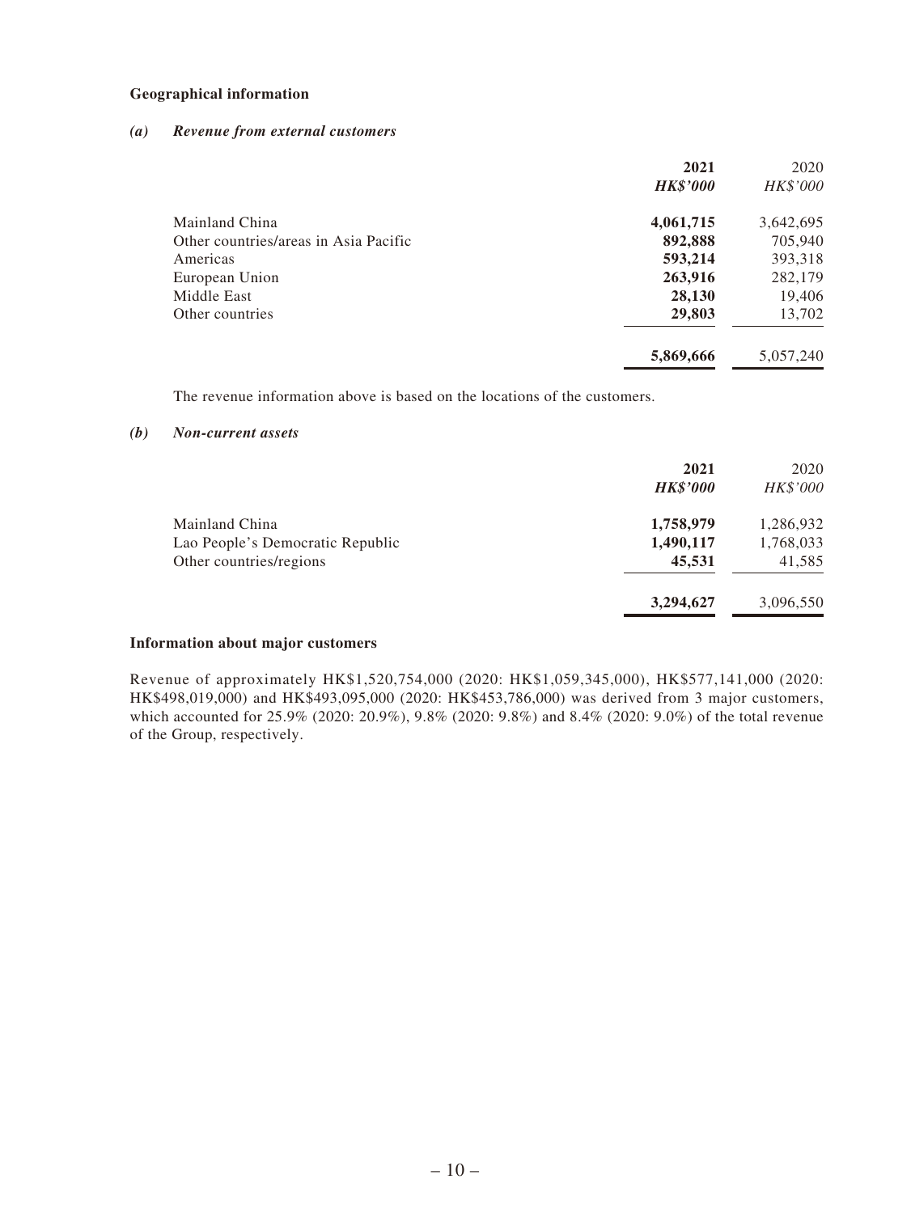**Geographical information**

***(a) Revenue from external customers***

| | **2021** | 2020 |
|---|---|---|
| | ***HK$'000*** | *HK$'000* |
| Mainland China | **4,061,715** | 3,642,695 |
| Other countries/areas in Asia Pacific | **892,888** | 705,940 |
| Americas | **593,214** | 393,318 |
| European Union | **263,916** | 282,179 |
| Middle East | **28,130** | 19,406 |
| Other countries | **29,803** | 13,702 |
| | **5,869,666** | 5,057,240 |

The revenue information above is based on the locations of the customers.

***(b) Non-current assets***

| | **2021** | 2020 |
|---|---|---|
| | ***HK$'000*** | *HK$'000* |
| Mainland China | **1,758,979** | 1,286,932 |
| Lao People's Democratic Republic | **1,490,117** | 1,768,033 |
| Other countries/regions | **45,531** | 41,585 |
| | **3,294,627** | 3,096,550 |

**Information about major customers**

Revenue of approximately HK$1,520,754,000 (2020: HK$1,059,345,000), HK$577,141,000 (2020: HK$498,019,000) and HK$493,095,000 (2020: HK$453,786,000) was derived from 3 major customers, which accounted for 25.9% (2020: 20.9%), 9.8% (2020: 9.8%) and 8.4% (2020: 9.0%) of the total revenue of the Group, respectively.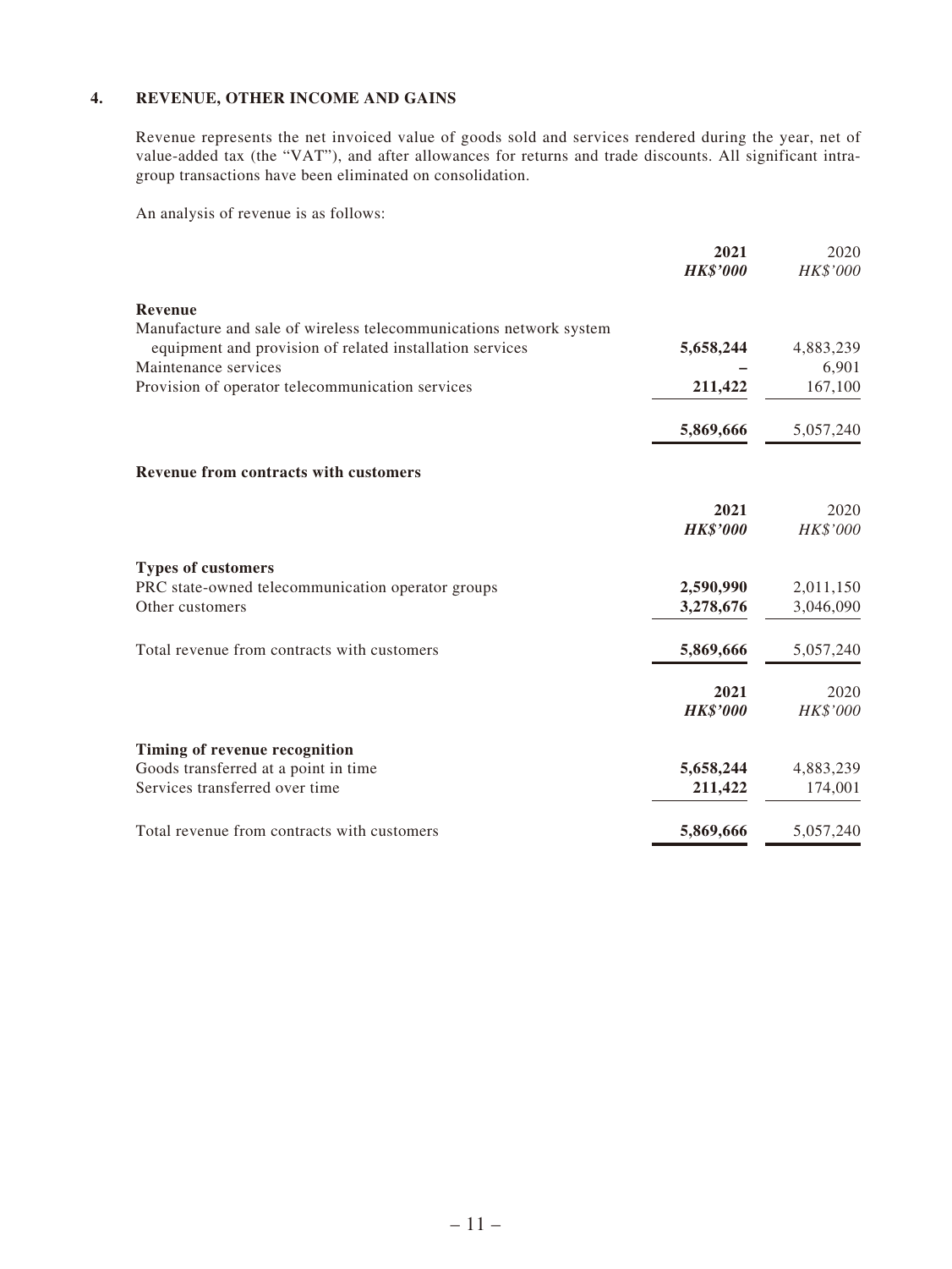## 4. REVENUE, OTHER INCOME AND GAINS

Revenue represents the net invoiced value of goods sold and services rendered during the year, net of value-added tax (the "VAT"), and after allowances for returns and trade discounts. All significant intra-group transactions have been eliminated on consolidation.

An analysis of revenue is as follows:

| | **2021** | 2020 |
|---|---|---|
| | ***HK$'000*** | *HK$'000* |
| **Revenue** | | |
| Manufacture and sale of wireless telecommunications network system equipment and provision of related installation services | **5,658,244** | 4,883,239 |
| Maintenance services | **–** | 6,901 |
| Provision of operator telecommunication services | **211,422** | 167,100 |
| | **5,869,666** | 5,057,240 |

**Revenue from contracts with customers**

| | **2021** | 2020 |
|---|---|---|
| | ***HK$'000*** | *HK$'000* |
| **Types of customers** | | |
| PRC state-owned telecommunication operator groups | **2,590,990** | 2,011,150 |
| Other customers | **3,278,676** | 3,046,090 |
| Total revenue from contracts with customers | **5,869,666** | 5,057,240 |

| | **2021** | 2020 |
|---|---|---|
| | ***HK$'000*** | *HK$'000* |
| **Timing of revenue recognition** | | |
| Goods transferred at a point in time | **5,658,244** | 4,883,239 |
| Services transferred over time | **211,422** | 174,001 |
| Total revenue from contracts with customers | **5,869,666** | 5,057,240 |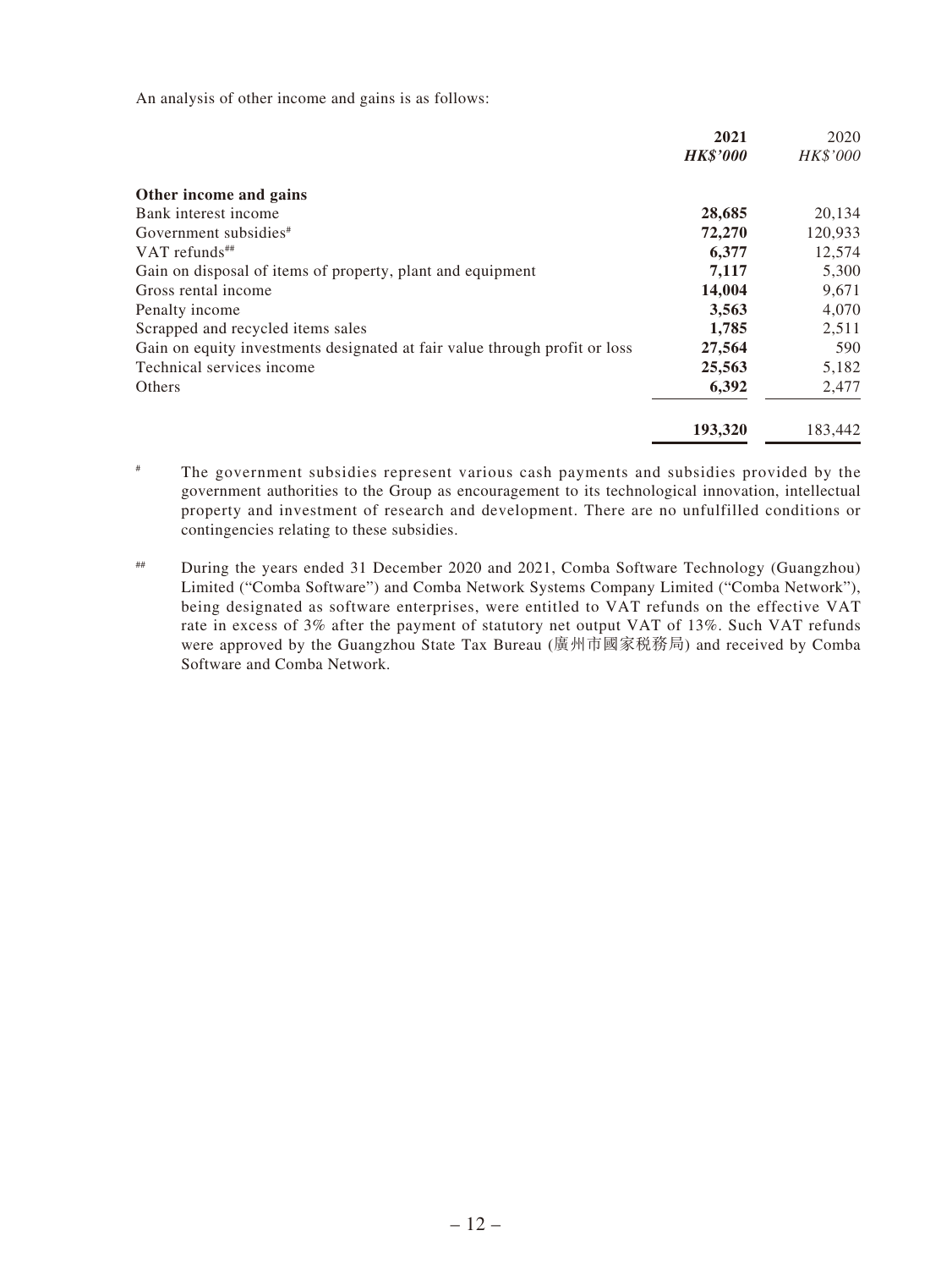An analysis of other income and gains is as follows:

| | 2021 | 2020 |
|---|---|---|
| | ***HK$'000*** | *HK$'000* |
| **Other income and gains** | | |
| Bank interest income | **28,685** | 20,134 |
| Government subsidies[#] | **72,270** | 120,933 |
| VAT refunds[##] | **6,377** | 12,574 |
| Gain on disposal of items of property, plant and equipment | **7,117** | 5,300 |
| Gross rental income | **14,004** | 9,671 |
| Penalty income | **3,563** | 4,070 |
| Scrapped and recycled items sales | **1,785** | 2,511 |
| Gain on equity investments designated at fair value through profit or loss | **27,564** | 590 |
| Technical services income | **25,563** | 5,182 |
| Others | **6,392** | 2,477 |
| | **193,320** | 183,442 |

[#] The government subsidies represent various cash payments and subsidies provided by the government authorities to the Group as encouragement to its technological innovation, intellectual property and investment of research and development. There are no unfulfilled conditions or contingencies relating to these subsidies.

[##] During the years ended 31 December 2020 and 2021, Comba Software Technology (Guangzhou) Limited ("Comba Software") and Comba Network Systems Company Limited ("Comba Network"), being designated as software enterprises, were entitled to VAT refunds on the effective VAT rate in excess of 3% after the payment of statutory net output VAT of 13%. Such VAT refunds were approved by the Guangzhou State Tax Bureau (廣州市國家稅務局) and received by Comba Software and Comba Network.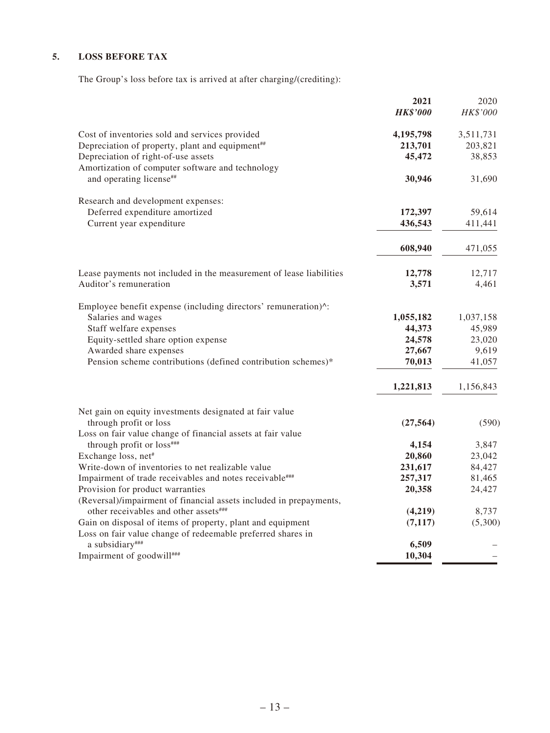## 5. LOSS BEFORE TAX

The Group's loss before tax is arrived at after charging/(crediting):

| | **2021** | 2020 |
|---|---|---|
| | ***HK$'000*** | *HK$'000* |
| Cost of inventories sold and services provided | **4,195,798** | 3,511,731 |
| Depreciation of property, plant and equipment## | **213,701** | 203,821 |
| Depreciation of right-of-use assets | **45,472** | 38,853 |
| Amortization of computer software and technology and operating license## | **30,946** | 31,690 |
| Research and development expenses: | | |
| Deferred expenditure amortized | **172,397** | 59,614 |
| Current year expenditure | **436,543** | 411,441 |
| | **608,940** | 471,055 |
| Lease payments not included in the measurement of lease liabilities | **12,778** | 12,717 |
| Auditor's remuneration | **3,571** | 4,461 |
| Employee benefit expense (including directors' remuneration)^: | | |
| Salaries and wages | **1,055,182** | 1,037,158 |
| Staff welfare expenses | **44,373** | 45,989 |
| Equity-settled share option expense | **24,578** | 23,020 |
| Awarded share expenses | **27,667** | 9,619 |
| Pension scheme contributions (defined contribution schemes)* | **70,013** | 41,057 |
| | **1,221,813** | 1,156,843 |
| Net gain on equity investments designated at fair value through profit or loss | **(27,564)** | (590) |
| Loss on fair value change of financial assets at fair value through profit or loss### | **4,154** | 3,847 |
| Exchange loss, net# | **20,860** | 23,042 |
| Write-down of inventories to net realizable value | **231,617** | 84,427 |
| Impairment of trade receivables and notes receivable### | **257,317** | 81,465 |
| Provision for product warranties | **20,358** | 24,427 |
| (Reversal)/impairment of financial assets included in prepayments, other receivables and other assets### | **(4,219)** | 8,737 |
| Gain on disposal of items of property, plant and equipment | **(7,117)** | (5,300) |
| Loss on fair value change of redeemable preferred shares in a subsidiary### | **6,509** | – |
| Impairment of goodwill### | **10,304** | – |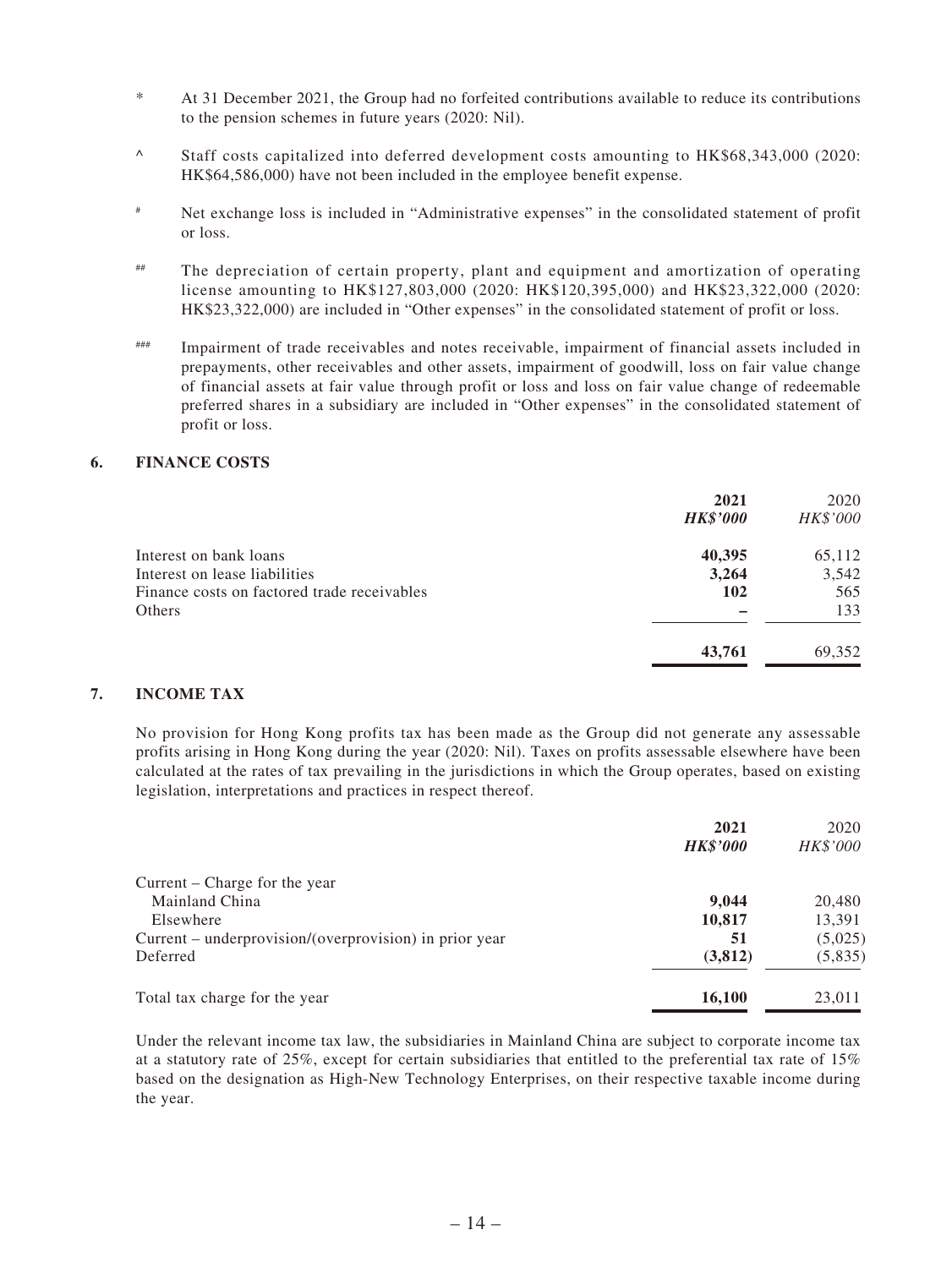\* At 31 December 2021, the Group had no forfeited contributions available to reduce its contributions to the pension schemes in future years (2020: Nil).

^ Staff costs capitalized into deferred development costs amounting to HK$68,343,000 (2020: HK$64,586,000) have not been included in the employee benefit expense.

\# Net exchange loss is included in "Administrative expenses" in the consolidated statement of profit or loss.

\## The depreciation of certain property, plant and equipment and amortization of operating license amounting to HK$127,803,000 (2020: HK$120,395,000) and HK$23,322,000 (2020: HK$23,322,000) are included in "Other expenses" in the consolidated statement of profit or loss.

\### Impairment of trade receivables and notes receivable, impairment of financial assets included in prepayments, other receivables and other assets, impairment of goodwill, loss on fair value change of financial assets at fair value through profit or loss and loss on fair value change of redeemable preferred shares in a subsidiary are included in "Other expenses" in the consolidated statement of profit or loss.

## 6. FINANCE COSTS

| | **2021** | 2020 |
|---|---|---|
| | ***HK$'000*** | *HK$'000* |
| Interest on bank loans | **40,395** | 65,112 |
| Interest on lease liabilities | **3,264** | 3,542 |
| Finance costs on factored trade receivables | **102** | 565 |
| Others | **–** | 133 |
| | **43,761** | 69,352 |

## 7. INCOME TAX

No provision for Hong Kong profits tax has been made as the Group did not generate any assessable profits arising in Hong Kong during the year (2020: Nil). Taxes on profits assessable elsewhere have been calculated at the rates of tax prevailing in the jurisdictions in which the Group operates, based on existing legislation, interpretations and practices in respect thereof.

| | **2021** | 2020 |
|---|---|---|
| | ***HK$'000*** | *HK$'000* |
| Current – Charge for the year | | |
| Mainland China | **9,044** | 20,480 |
| Elsewhere | **10,817** | 13,391 |
| Current – underprovision/(overprovision) in prior year | **51** | (5,025) |
| Deferred | **(3,812)** | (5,835) |
| Total tax charge for the year | **16,100** | 23,011 |

Under the relevant income tax law, the subsidiaries in Mainland China are subject to corporate income tax at a statutory rate of 25%, except for certain subsidiaries that entitled to the preferential tax rate of 15% based on the designation as High-New Technology Enterprises, on their respective taxable income during the year.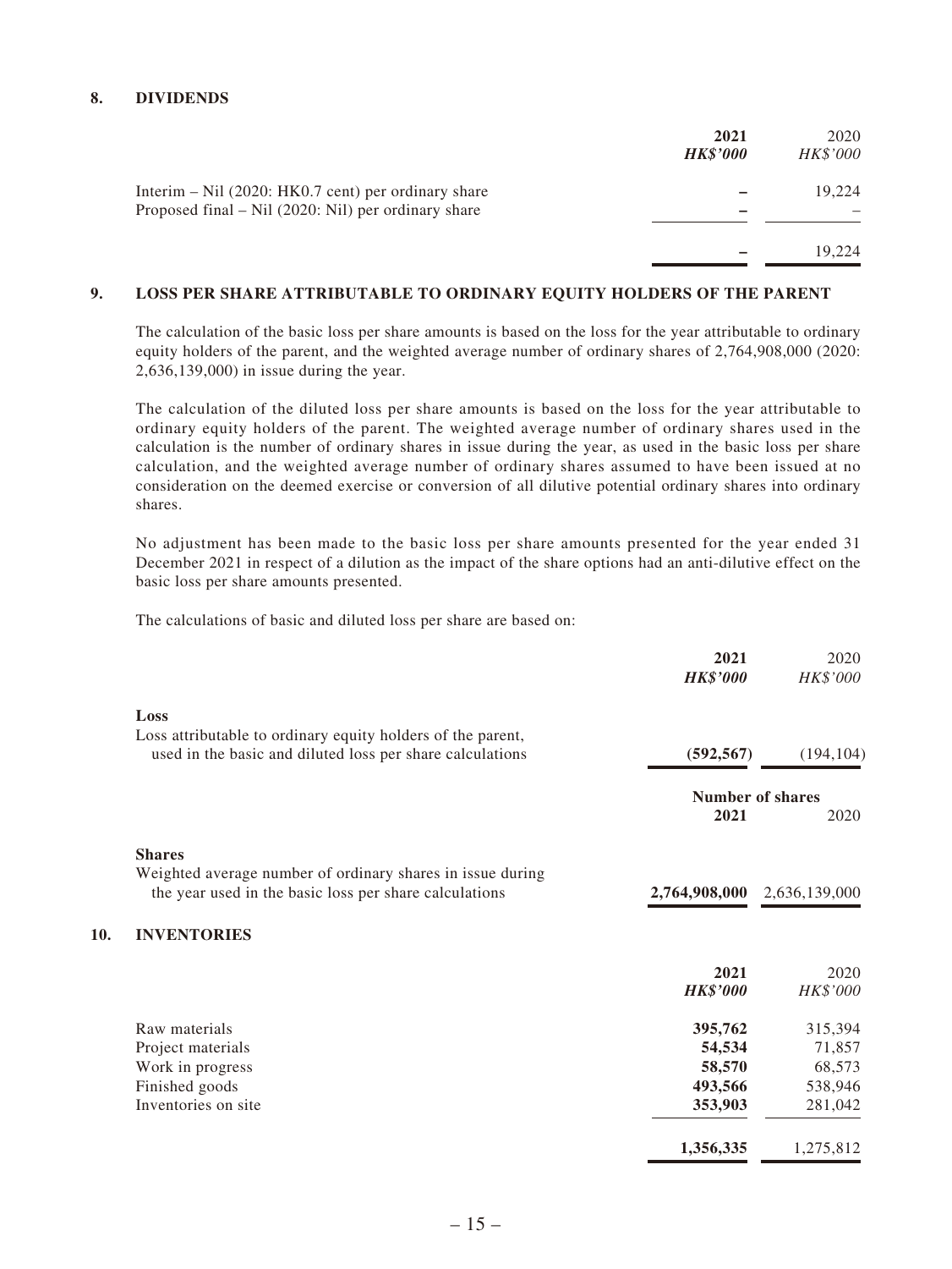## 8. DIVIDENDS

| | 2021<br>***HK$'000*** | 2020<br>*HK$'000* |
|---|---|---|
| Interim – Nil (2020: HK0.7 cent) per ordinary share | **–** | 19,224 |
| Proposed final – Nil (2020: Nil) per ordinary share | **–** | – |
| | **–** | 19,224 |

## 9. LOSS PER SHARE ATTRIBUTABLE TO ORDINARY EQUITY HOLDERS OF THE PARENT

The calculation of the basic loss per share amounts is based on the loss for the year attributable to ordinary equity holders of the parent, and the weighted average number of ordinary shares of 2,764,908,000 (2020: 2,636,139,000) in issue during the year.

The calculation of the diluted loss per share amounts is based on the loss for the year attributable to ordinary equity holders of the parent. The weighted average number of ordinary shares used in the calculation is the number of ordinary shares in issue during the year, as used in the basic loss per share calculation, and the weighted average number of ordinary shares assumed to have been issued at no consideration on the deemed exercise or conversion of all dilutive potential ordinary shares into ordinary shares.

No adjustment has been made to the basic loss per share amounts presented for the year ended 31 December 2021 in respect of a dilution as the impact of the share options had an anti-dilutive effect on the basic loss per share amounts presented.

The calculations of basic and diluted loss per share are based on:

| | 2021<br>***HK$'000*** | 2020<br>*HK$'000* |
|---|---|---|
| **Loss** | | |
| Loss attributable to ordinary equity holders of the parent, used in the basic and diluted loss per share calculations | **(592,567)** | (194,104) |

| | **Number of shares** | |
|---|---|---|
| | **2021** | 2020 |
| **Shares** | | |
| Weighted average number of ordinary shares in issue during the year used in the basic loss per share calculations | **2,764,908,000** | 2,636,139,000 |

## 10. INVENTORIES

| | 2021<br>***HK$'000*** | 2020<br>*HK$'000* |
|---|---|---|
| Raw materials | **395,762** | 315,394 |
| Project materials | **54,534** | 71,857 |
| Work in progress | **58,570** | 68,573 |
| Finished goods | **493,566** | 538,946 |
| Inventories on site | **353,903** | 281,042 |
| | **1,356,335** | 1,275,812 |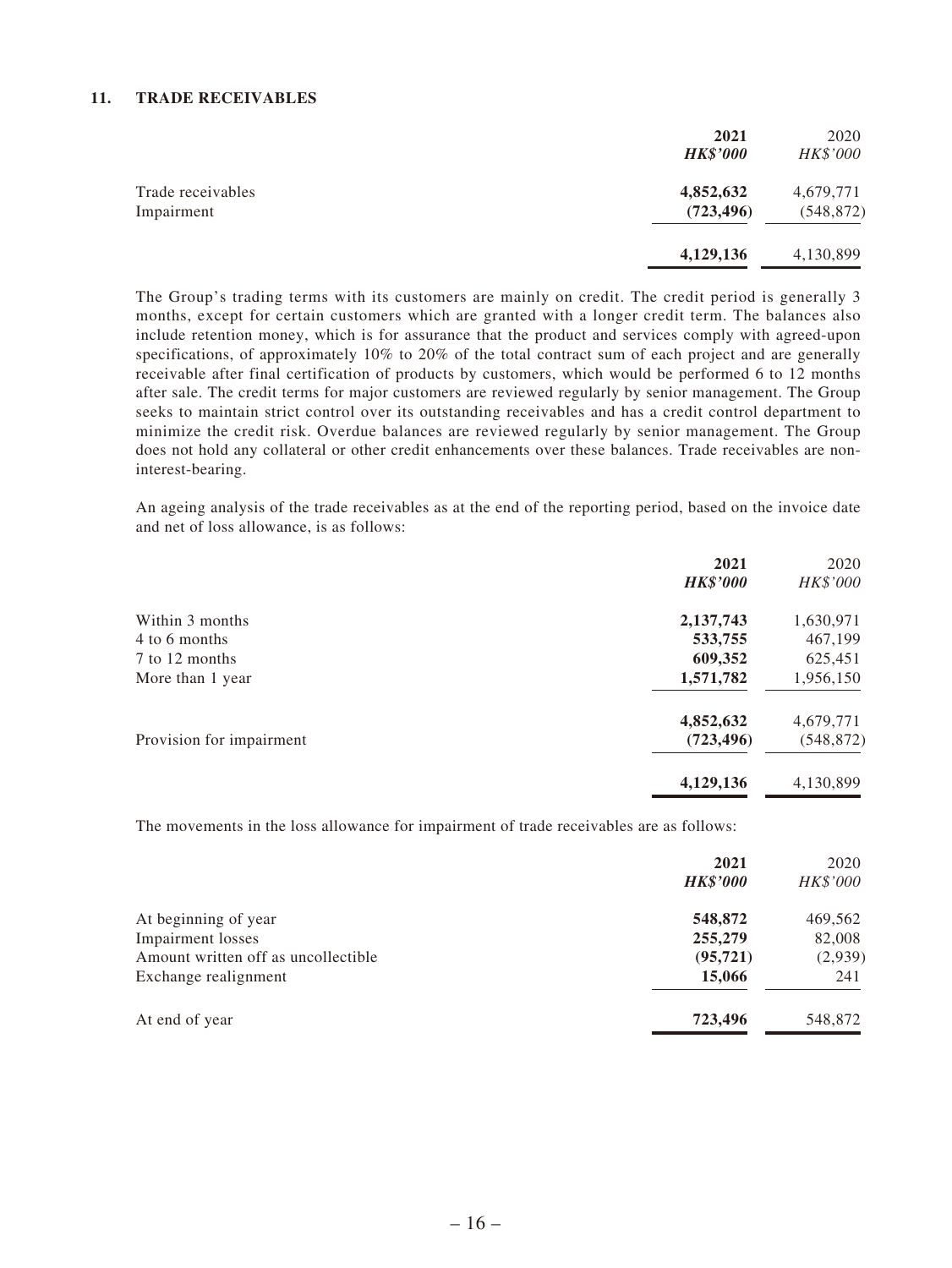## 11. TRADE RECEIVABLES

| | 2021 | 2020 |
|---|---|---|
| | *HK$'000* | *HK$'000* |
| Trade receivables | **4,852,632** | 4,679,771 |
| Impairment | **(723,496)** | (548,872) |
| | **4,129,136** | 4,130,899 |

The Group's trading terms with its customers are mainly on credit. The credit period is generally 3 months, except for certain customers which are granted with a longer credit term. The balances also include retention money, which is for assurance that the product and services comply with agreed-upon specifications, of approximately 10% to 20% of the total contract sum of each project and are generally receivable after final certification of products by customers, which would be performed 6 to 12 months after sale. The credit terms for major customers are reviewed regularly by senior management. The Group seeks to maintain strict control over its outstanding receivables and has a credit control department to minimize the credit risk. Overdue balances are reviewed regularly by senior management. The Group does not hold any collateral or other credit enhancements over these balances. Trade receivables are non-interest-bearing.

An ageing analysis of the trade receivables as at the end of the reporting period, based on the invoice date and net of loss allowance, is as follows:

| | 2021 | 2020 |
|---|---|---|
| | *HK$'000* | *HK$'000* |
| Within 3 months | **2,137,743** | 1,630,971 |
| 4 to 6 months | **533,755** | 467,199 |
| 7 to 12 months | **609,352** | 625,451 |
| More than 1 year | **1,571,782** | 1,956,150 |
| | **4,852,632** | 4,679,771 |
| Provision for impairment | **(723,496)** | (548,872) |
| | **4,129,136** | 4,130,899 |

The movements in the loss allowance for impairment of trade receivables are as follows:

| | 2021 | 2020 |
|---|---|---|
| | *HK$'000* | *HK$'000* |
| At beginning of year | **548,872** | 469,562 |
| Impairment losses | **255,279** | 82,008 |
| Amount written off as uncollectible | **(95,721)** | (2,939) |
| Exchange realignment | **15,066** | 241 |
| At end of year | **723,496** | 548,872 |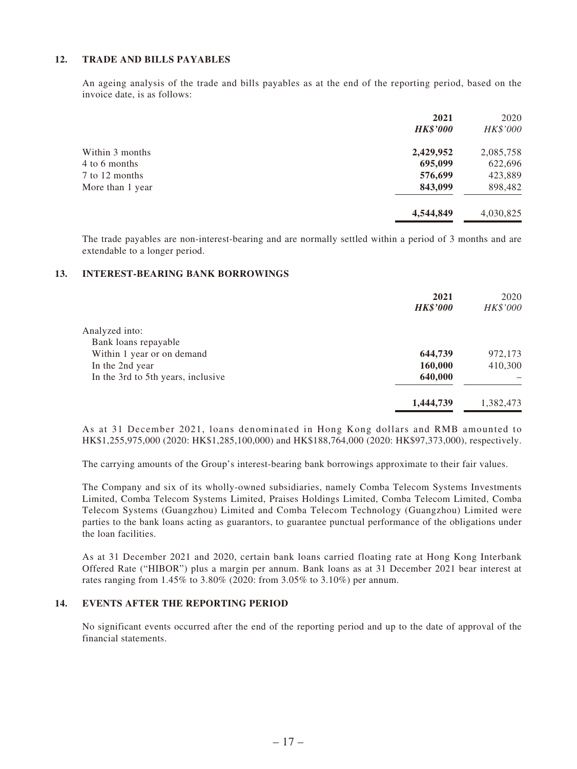## 12. TRADE AND BILLS PAYABLES

An ageing analysis of the trade and bills payables as at the end of the reporting period, based on the invoice date, is as follows:

| | **2021** | 2020 |
|---|---|---|
| | ***HK$'000*** | *HK$'000* |
| Within 3 months | **2,429,952** | 2,085,758 |
| 4 to 6 months | **695,099** | 622,696 |
| 7 to 12 months | **576,699** | 423,889 |
| More than 1 year | **843,099** | 898,482 |
| | **4,544,849** | 4,030,825 |

The trade payables are non-interest-bearing and are normally settled within a period of 3 months and are extendable to a longer period.

## 13. INTEREST-BEARING BANK BORROWINGS

| | **2021** | 2020 |
|---|---|---|
| | ***HK$'000*** | *HK$'000* |
| Analyzed into: | | |
| Bank loans repayable | | |
| Within 1 year or on demand | **644,739** | 972,173 |
| In the 2nd year | **160,000** | 410,300 |
| In the 3rd to 5th years, inclusive | **640,000** | – |
| | **1,444,739** | 1,382,473 |

As at 31 December 2021, loans denominated in Hong Kong dollars and RMB amounted to HK$1,255,975,000 (2020: HK$1,285,100,000) and HK$188,764,000 (2020: HK$97,373,000), respectively.

The carrying amounts of the Group's interest-bearing bank borrowings approximate to their fair values.

The Company and six of its wholly-owned subsidiaries, namely Comba Telecom Systems Investments Limited, Comba Telecom Systems Limited, Praises Holdings Limited, Comba Telecom Limited, Comba Telecom Systems (Guangzhou) Limited and Comba Telecom Technology (Guangzhou) Limited were parties to the bank loans acting as guarantors, to guarantee punctual performance of the obligations under the loan facilities.

As at 31 December 2021 and 2020, certain bank loans carried floating rate at Hong Kong Interbank Offered Rate ("HIBOR") plus a margin per annum. Bank loans as at 31 December 2021 bear interest at rates ranging from 1.45% to 3.80% (2020: from 3.05% to 3.10%) per annum.

## 14. EVENTS AFTER THE REPORTING PERIOD

No significant events occurred after the end of the reporting period and up to the date of approval of the financial statements.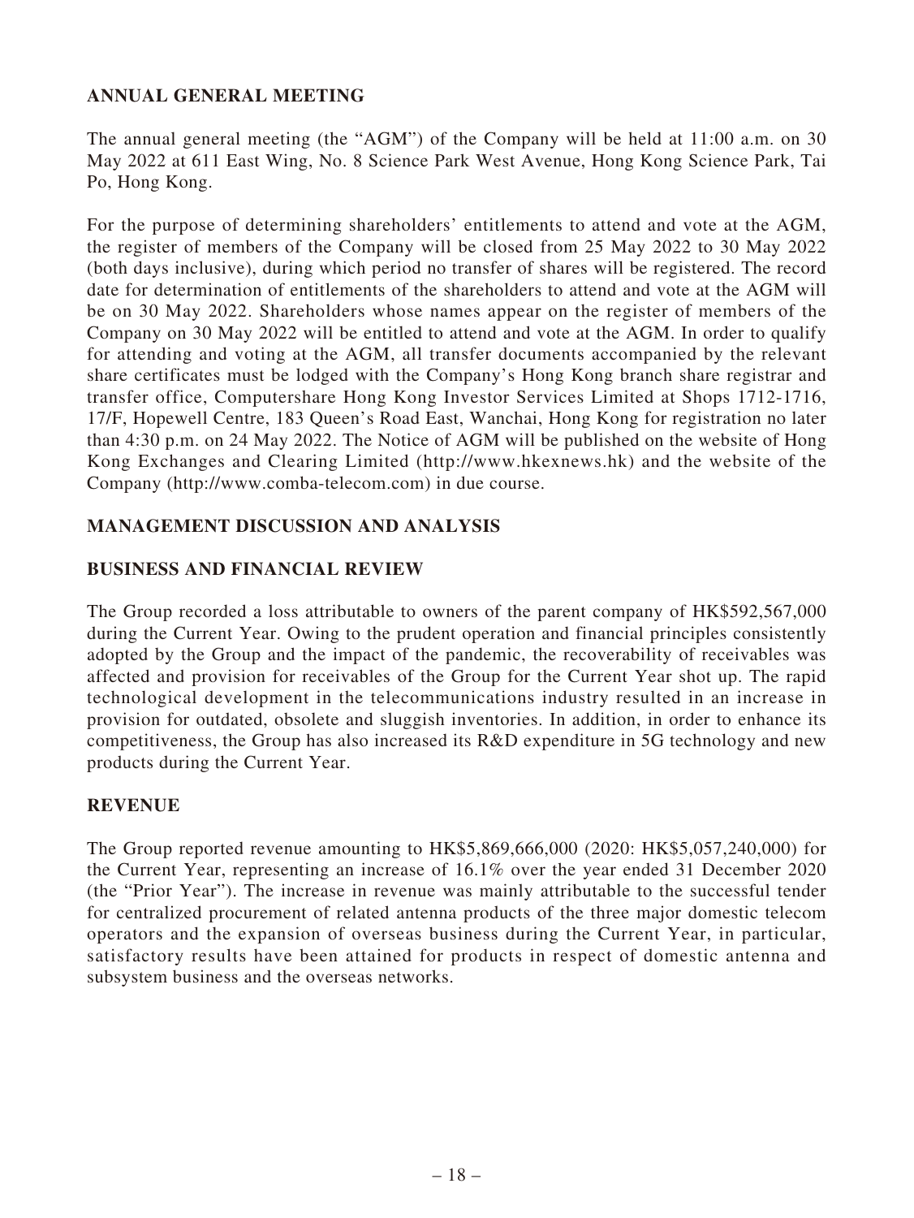## ANNUAL GENERAL MEETING

The annual general meeting (the "AGM") of the Company will be held at 11:00 a.m. on 30 May 2022 at 611 East Wing, No. 8 Science Park West Avenue, Hong Kong Science Park, Tai Po, Hong Kong.

For the purpose of determining shareholders' entitlements to attend and vote at the AGM, the register of members of the Company will be closed from 25 May 2022 to 30 May 2022 (both days inclusive), during which period no transfer of shares will be registered. The record date for determination of entitlements of the shareholders to attend and vote at the AGM will be on 30 May 2022. Shareholders whose names appear on the register of members of the Company on 30 May 2022 will be entitled to attend and vote at the AGM. In order to qualify for attending and voting at the AGM, all transfer documents accompanied by the relevant share certificates must be lodged with the Company's Hong Kong branch share registrar and transfer office, Computershare Hong Kong Investor Services Limited at Shops 1712-1716, 17/F, Hopewell Centre, 183 Queen's Road East, Wanchai, Hong Kong for registration no later than 4:30 p.m. on 24 May 2022. The Notice of AGM will be published on the website of Hong Kong Exchanges and Clearing Limited (http://www.hkexnews.hk) and the website of the Company (http://www.comba-telecom.com) in due course.

## MANAGEMENT DISCUSSION AND ANALYSIS

## BUSINESS AND FINANCIAL REVIEW

The Group recorded a loss attributable to owners of the parent company of HK$592,567,000 during the Current Year. Owing to the prudent operation and financial principles consistently adopted by the Group and the impact of the pandemic, the recoverability of receivables was affected and provision for receivables of the Group for the Current Year shot up. The rapid technological development in the telecommunications industry resulted in an increase in provision for outdated, obsolete and sluggish inventories. In addition, in order to enhance its competitiveness, the Group has also increased its R&D expenditure in 5G technology and new products during the Current Year.

## REVENUE

The Group reported revenue amounting to HK$5,869,666,000 (2020: HK$5,057,240,000) for the Current Year, representing an increase of 16.1% over the year ended 31 December 2020 (the "Prior Year"). The increase in revenue was mainly attributable to the successful tender for centralized procurement of related antenna products of the three major domestic telecom operators and the expansion of overseas business during the Current Year, in particular, satisfactory results have been attained for products in respect of domestic antenna and subsystem business and the overseas networks.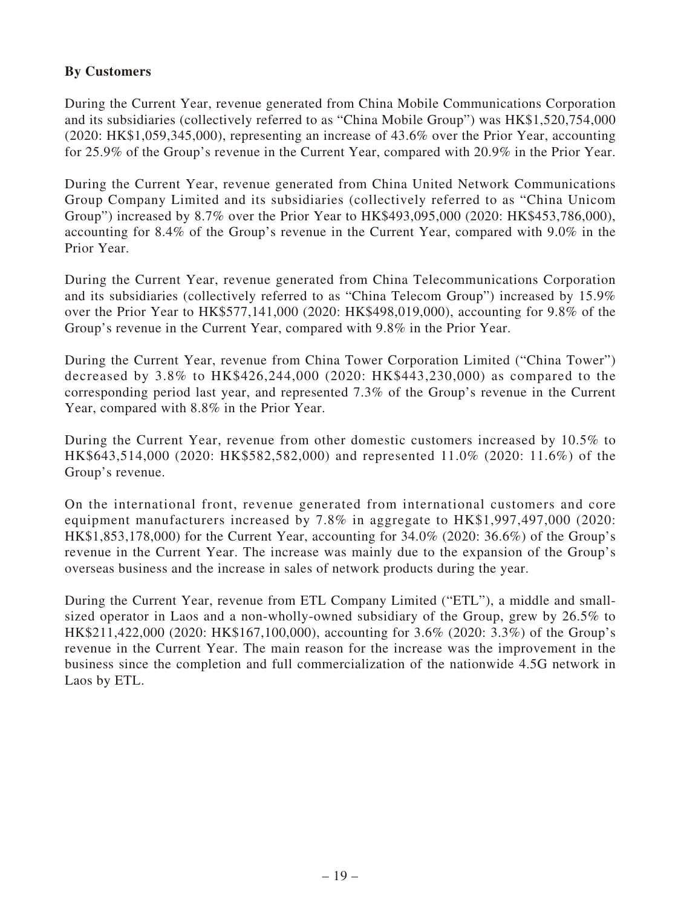**By Customers**

During the Current Year, revenue generated from China Mobile Communications Corporation and its subsidiaries (collectively referred to as "China Mobile Group") was HK$1,520,754,000 (2020: HK$1,059,345,000), representing an increase of 43.6% over the Prior Year, accounting for 25.9% of the Group's revenue in the Current Year, compared with 20.9% in the Prior Year.

During the Current Year, revenue generated from China United Network Communications Group Company Limited and its subsidiaries (collectively referred to as "China Unicom Group") increased by 8.7% over the Prior Year to HK$493,095,000 (2020: HK$453,786,000), accounting for 8.4% of the Group's revenue in the Current Year, compared with 9.0% in the Prior Year.

During the Current Year, revenue generated from China Telecommunications Corporation and its subsidiaries (collectively referred to as "China Telecom Group") increased by 15.9% over the Prior Year to HK$577,141,000 (2020: HK$498,019,000), accounting for 9.8% of the Group's revenue in the Current Year, compared with 9.8% in the Prior Year.

During the Current Year, revenue from China Tower Corporation Limited ("China Tower") decreased by 3.8% to HK$426,244,000 (2020: HK$443,230,000) as compared to the corresponding period last year, and represented 7.3% of the Group's revenue in the Current Year, compared with 8.8% in the Prior Year.

During the Current Year, revenue from other domestic customers increased by 10.5% to HK$643,514,000 (2020: HK$582,582,000) and represented 11.0% (2020: 11.6%) of the Group's revenue.

On the international front, revenue generated from international customers and core equipment manufacturers increased by 7.8% in aggregate to HK$1,997,497,000 (2020: HK$1,853,178,000) for the Current Year, accounting for 34.0% (2020: 36.6%) of the Group's revenue in the Current Year. The increase was mainly due to the expansion of the Group's overseas business and the increase in sales of network products during the year.

During the Current Year, revenue from ETL Company Limited ("ETL"), a middle and small-sized operator in Laos and a non-wholly-owned subsidiary of the Group, grew by 26.5% to HK$211,422,000 (2020: HK$167,100,000), accounting for 3.6% (2020: 3.3%) of the Group's revenue in the Current Year. The main reason for the increase was the improvement in the business since the completion and full commercialization of the nationwide 4.5G network in Laos by ETL.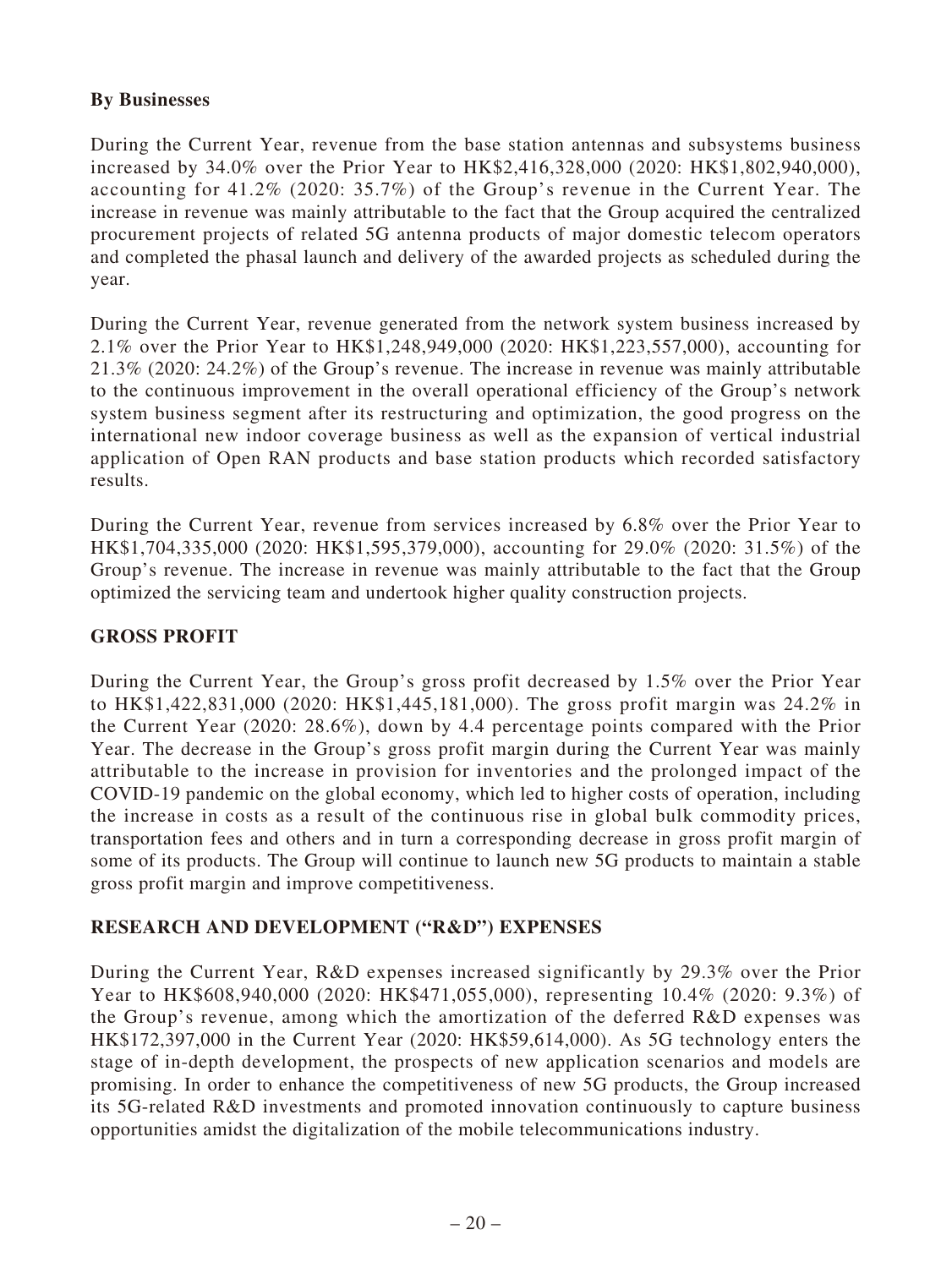### By Businesses

During the Current Year, revenue from the base station antennas and subsystems business increased by 34.0% over the Prior Year to HK$2,416,328,000 (2020: HK$1,802,940,000), accounting for 41.2% (2020: 35.7%) of the Group's revenue in the Current Year. The increase in revenue was mainly attributable to the fact that the Group acquired the centralized procurement projects of related 5G antenna products of major domestic telecom operators and completed the phasal launch and delivery of the awarded projects as scheduled during the year.

During the Current Year, revenue generated from the network system business increased by 2.1% over the Prior Year to HK$1,248,949,000 (2020: HK$1,223,557,000), accounting for 21.3% (2020: 24.2%) of the Group's revenue. The increase in revenue was mainly attributable to the continuous improvement in the overall operational efficiency of the Group's network system business segment after its restructuring and optimization, the good progress on the international new indoor coverage business as well as the expansion of vertical industrial application of Open RAN products and base station products which recorded satisfactory results.

During the Current Year, revenue from services increased by 6.8% over the Prior Year to HK$1,704,335,000 (2020: HK$1,595,379,000), accounting for 29.0% (2020: 31.5%) of the Group's revenue. The increase in revenue was mainly attributable to the fact that the Group optimized the servicing team and undertook higher quality construction projects.

## GROSS PROFIT

During the Current Year, the Group's gross profit decreased by 1.5% over the Prior Year to HK$1,422,831,000 (2020: HK$1,445,181,000). The gross profit margin was 24.2% in the Current Year (2020: 28.6%), down by 4.4 percentage points compared with the Prior Year. The decrease in the Group's gross profit margin during the Current Year was mainly attributable to the increase in provision for inventories and the prolonged impact of the COVID-19 pandemic on the global economy, which led to higher costs of operation, including the increase in costs as a result of the continuous rise in global bulk commodity prices, transportation fees and others and in turn a corresponding decrease in gross profit margin of some of its products. The Group will continue to launch new 5G products to maintain a stable gross profit margin and improve competitiveness.

## RESEARCH AND DEVELOPMENT ("R&D") EXPENSES

During the Current Year, R&D expenses increased significantly by 29.3% over the Prior Year to HK$608,940,000 (2020: HK$471,055,000), representing 10.4% (2020: 9.3%) of the Group's revenue, among which the amortization of the deferred R&D expenses was HK$172,397,000 in the Current Year (2020: HK$59,614,000). As 5G technology enters the stage of in-depth development, the prospects of new application scenarios and models are promising. In order to enhance the competitiveness of new 5G products, the Group increased its 5G-related R&D investments and promoted innovation continuously to capture business opportunities amidst the digitalization of the mobile telecommunications industry.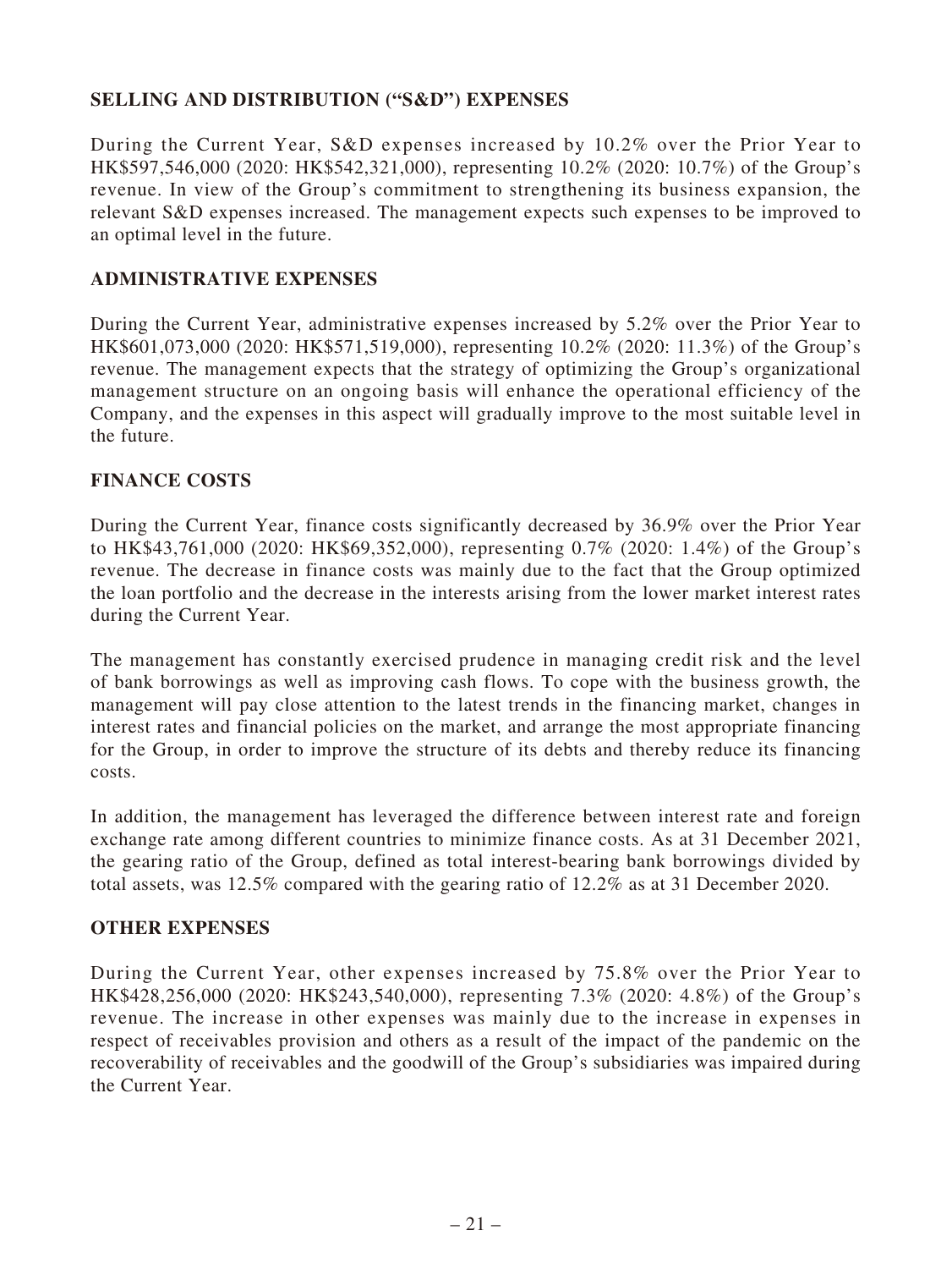## SELLING AND DISTRIBUTION ("S&D") EXPENSES

During the Current Year, S&D expenses increased by 10.2% over the Prior Year to HK$597,546,000 (2020: HK$542,321,000), representing 10.2% (2020: 10.7%) of the Group's revenue. In view of the Group's commitment to strengthening its business expansion, the relevant S&D expenses increased. The management expects such expenses to be improved to an optimal level in the future.

## ADMINISTRATIVE EXPENSES

During the Current Year, administrative expenses increased by 5.2% over the Prior Year to HK$601,073,000 (2020: HK$571,519,000), representing 10.2% (2020: 11.3%) of the Group's revenue. The management expects that the strategy of optimizing the Group's organizational management structure on an ongoing basis will enhance the operational efficiency of the Company, and the expenses in this aspect will gradually improve to the most suitable level in the future.

## FINANCE COSTS

During the Current Year, finance costs significantly decreased by 36.9% over the Prior Year to HK$43,761,000 (2020: HK$69,352,000), representing 0.7% (2020: 1.4%) of the Group's revenue. The decrease in finance costs was mainly due to the fact that the Group optimized the loan portfolio and the decrease in the interests arising from the lower market interest rates during the Current Year.

The management has constantly exercised prudence in managing credit risk and the level of bank borrowings as well as improving cash flows. To cope with the business growth, the management will pay close attention to the latest trends in the financing market, changes in interest rates and financial policies on the market, and arrange the most appropriate financing for the Group, in order to improve the structure of its debts and thereby reduce its financing costs.

In addition, the management has leveraged the difference between interest rate and foreign exchange rate among different countries to minimize finance costs. As at 31 December 2021, the gearing ratio of the Group, defined as total interest-bearing bank borrowings divided by total assets, was 12.5% compared with the gearing ratio of 12.2% as at 31 December 2020.

## OTHER EXPENSES

During the Current Year, other expenses increased by 75.8% over the Prior Year to HK$428,256,000 (2020: HK$243,540,000), representing 7.3% (2020: 4.8%) of the Group's revenue. The increase in other expenses was mainly due to the increase in expenses in respect of receivables provision and others as a result of the impact of the pandemic on the recoverability of receivables and the goodwill of the Group's subsidiaries was impaired during the Current Year.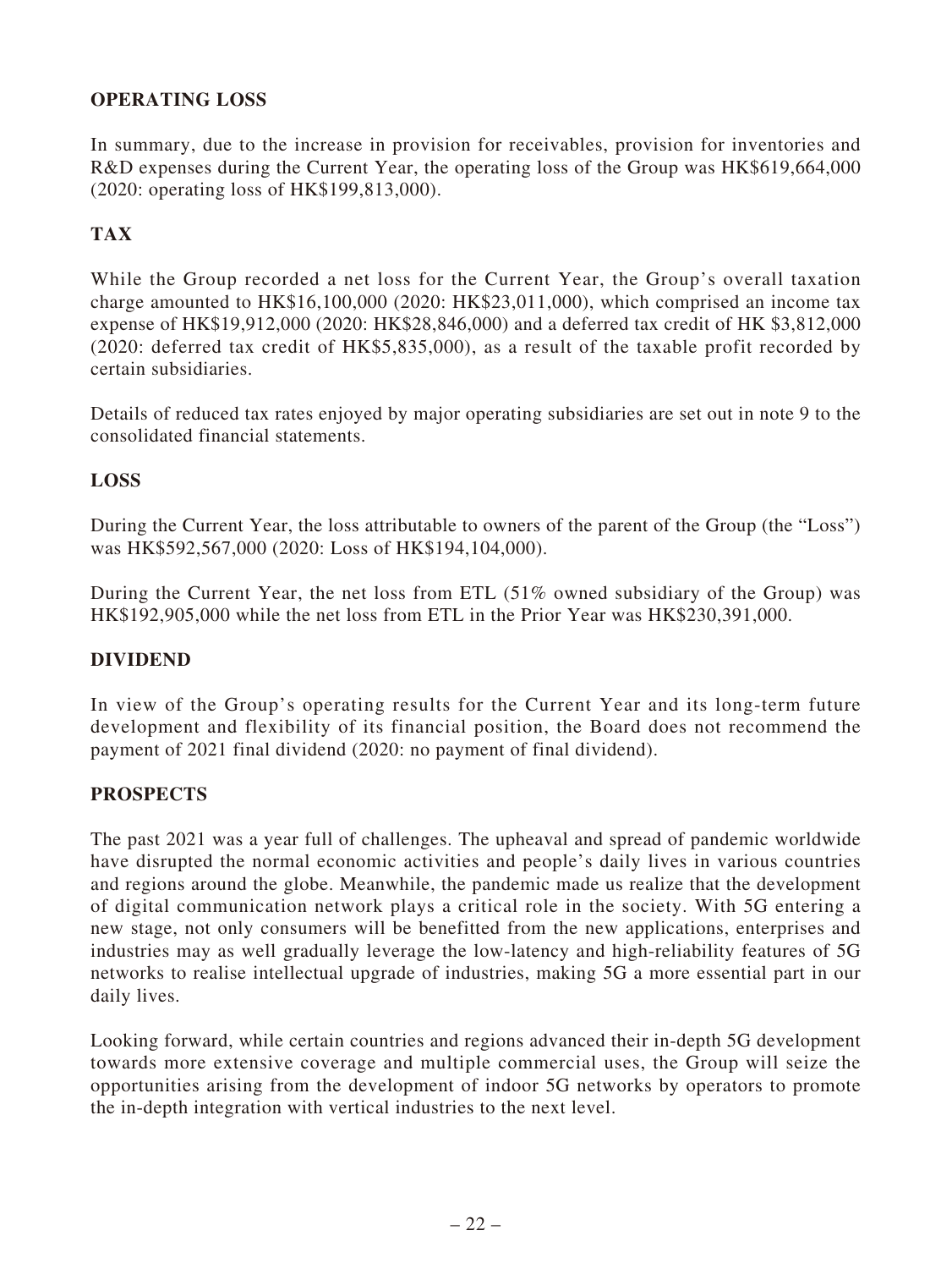## OPERATING LOSS

In summary, due to the increase in provision for receivables, provision for inventories and R&D expenses during the Current Year, the operating loss of the Group was HK$619,664,000 (2020: operating loss of HK$199,813,000).

## TAX

While the Group recorded a net loss for the Current Year, the Group's overall taxation charge amounted to HK$16,100,000 (2020: HK$23,011,000), which comprised an income tax expense of HK$19,912,000 (2020: HK$28,846,000) and a deferred tax credit of HK $3,812,000 (2020: deferred tax credit of HK$5,835,000), as a result of the taxable profit recorded by certain subsidiaries.

Details of reduced tax rates enjoyed by major operating subsidiaries are set out in note 9 to the consolidated financial statements.

## LOSS

During the Current Year, the loss attributable to owners of the parent of the Group (the "Loss") was HK$592,567,000 (2020: Loss of HK$194,104,000).

During the Current Year, the net loss from ETL (51% owned subsidiary of the Group) was HK$192,905,000 while the net loss from ETL in the Prior Year was HK$230,391,000.

## DIVIDEND

In view of the Group's operating results for the Current Year and its long-term future development and flexibility of its financial position, the Board does not recommend the payment of 2021 final dividend (2020: no payment of final dividend).

## PROSPECTS

The past 2021 was a year full of challenges. The upheaval and spread of pandemic worldwide have disrupted the normal economic activities and people's daily lives in various countries and regions around the globe. Meanwhile, the pandemic made us realize that the development of digital communication network plays a critical role in the society. With 5G entering a new stage, not only consumers will be benefitted from the new applications, enterprises and industries may as well gradually leverage the low-latency and high-reliability features of 5G networks to realise intellectual upgrade of industries, making 5G a more essential part in our daily lives.

Looking forward, while certain countries and regions advanced their in-depth 5G development towards more extensive coverage and multiple commercial uses, the Group will seize the opportunities arising from the development of indoor 5G networks by operators to promote the in-depth integration with vertical industries to the next level.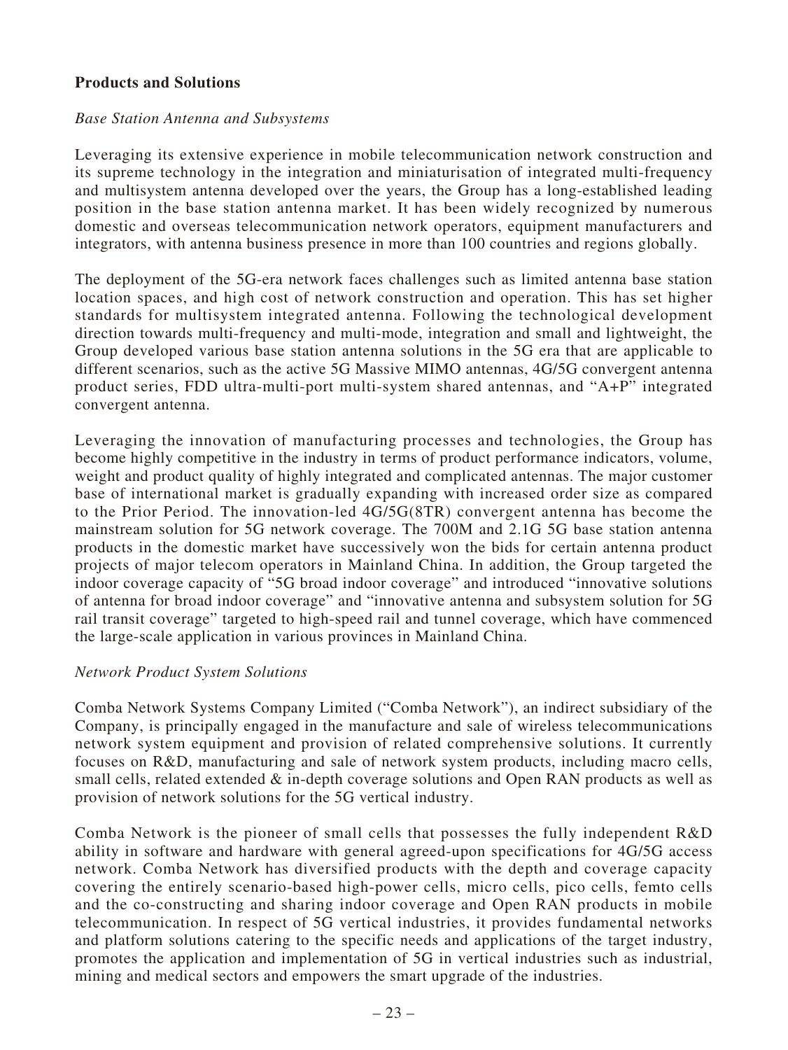**Products and Solutions**

*Base Station Antenna and Subsystems*

Leveraging its extensive experience in mobile telecommunication network construction and its supreme technology in the integration and miniaturisation of integrated multi-frequency and multisystem antenna developed over the years, the Group has a long-established leading position in the base station antenna market. It has been widely recognized by numerous domestic and overseas telecommunication network operators, equipment manufacturers and integrators, with antenna business presence in more than 100 countries and regions globally.

The deployment of the 5G-era network faces challenges such as limited antenna base station location spaces, and high cost of network construction and operation. This has set higher standards for multisystem integrated antenna. Following the technological development direction towards multi-frequency and multi-mode, integration and small and lightweight, the Group developed various base station antenna solutions in the 5G era that are applicable to different scenarios, such as the active 5G Massive MIMO antennas, 4G/5G convergent antenna product series, FDD ultra-multi-port multi-system shared antennas, and "A+P" integrated convergent antenna.

Leveraging the innovation of manufacturing processes and technologies, the Group has become highly competitive in the industry in terms of product performance indicators, volume, weight and product quality of highly integrated and complicated antennas. The major customer base of international market is gradually expanding with increased order size as compared to the Prior Period. The innovation-led 4G/5G(8TR) convergent antenna has become the mainstream solution for 5G network coverage. The 700M and 2.1G 5G base station antenna products in the domestic market have successively won the bids for certain antenna product projects of major telecom operators in Mainland China. In addition, the Group targeted the indoor coverage capacity of "5G broad indoor coverage" and introduced "innovative solutions of antenna for broad indoor coverage" and "innovative antenna and subsystem solution for 5G rail transit coverage" targeted to high-speed rail and tunnel coverage, which have commenced the large-scale application in various provinces in Mainland China.

*Network Product System Solutions*

Comba Network Systems Company Limited ("Comba Network"), an indirect subsidiary of the Company, is principally engaged in the manufacture and sale of wireless telecommunications network system equipment and provision of related comprehensive solutions. It currently focuses on R&D, manufacturing and sale of network system products, including macro cells, small cells, related extended & in-depth coverage solutions and Open RAN products as well as provision of network solutions for the 5G vertical industry.

Comba Network is the pioneer of small cells that possesses the fully independent R&D ability in software and hardware with general agreed-upon specifications for 4G/5G access network. Comba Network has diversified products with the depth and coverage capacity covering the entirely scenario-based high-power cells, micro cells, pico cells, femto cells and the co-constructing and sharing indoor coverage and Open RAN products in mobile telecommunication. In respect of 5G vertical industries, it provides fundamental networks and platform solutions catering to the specific needs and applications of the target industry, promotes the application and implementation of 5G in vertical industries such as industrial, mining and medical sectors and empowers the smart upgrade of the industries.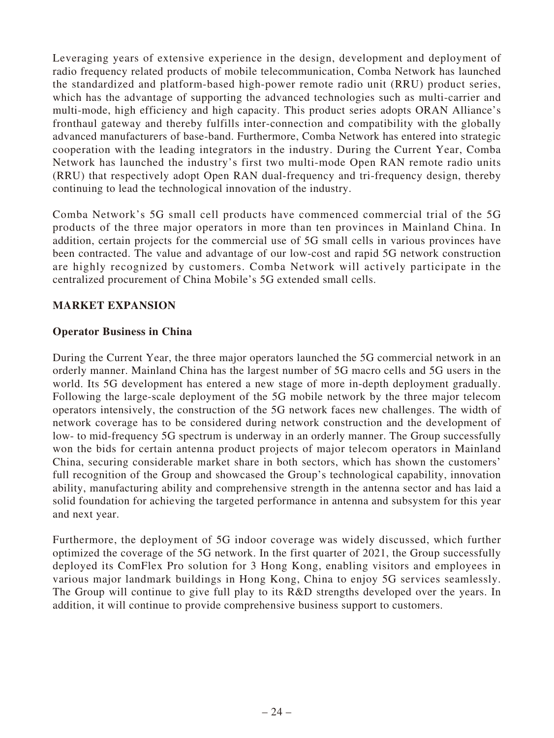Leveraging years of extensive experience in the design, development and deployment of radio frequency related products of mobile telecommunication, Comba Network has launched the standardized and platform-based high-power remote radio unit (RRU) product series, which has the advantage of supporting the advanced technologies such as multi-carrier and multi-mode, high efficiency and high capacity. This product series adopts ORAN Alliance's fronthaul gateway and thereby fulfills inter-connection and compatibility with the globally advanced manufacturers of base-band. Furthermore, Comba Network has entered into strategic cooperation with the leading integrators in the industry. During the Current Year, Comba Network has launched the industry's first two multi-mode Open RAN remote radio units (RRU) that respectively adopt Open RAN dual-frequency and tri-frequency design, thereby continuing to lead the technological innovation of the industry.

Comba Network's 5G small cell products have commenced commercial trial of the 5G products of the three major operators in more than ten provinces in Mainland China. In addition, certain projects for the commercial use of 5G small cells in various provinces have been contracted. The value and advantage of our low-cost and rapid 5G network construction are highly recognized by customers. Comba Network will actively participate in the centralized procurement of China Mobile's 5G extended small cells.

## MARKET EXPANSION

### Operator Business in China

During the Current Year, the three major operators launched the 5G commercial network in an orderly manner. Mainland China has the largest number of 5G macro cells and 5G users in the world. Its 5G development has entered a new stage of more in-depth deployment gradually. Following the large-scale deployment of the 5G mobile network by the three major telecom operators intensively, the construction of the 5G network faces new challenges. The width of network coverage has to be considered during network construction and the development of low- to mid-frequency 5G spectrum is underway in an orderly manner. The Group successfully won the bids for certain antenna product projects of major telecom operators in Mainland China, securing considerable market share in both sectors, which has shown the customers' full recognition of the Group and showcased the Group's technological capability, innovation ability, manufacturing ability and comprehensive strength in the antenna sector and has laid a solid foundation for achieving the targeted performance in antenna and subsystem for this year and next year.

Furthermore, the deployment of 5G indoor coverage was widely discussed, which further optimized the coverage of the 5G network. In the first quarter of 2021, the Group successfully deployed its ComFlex Pro solution for 3 Hong Kong, enabling visitors and employees in various major landmark buildings in Hong Kong, China to enjoy 5G services seamlessly. The Group will continue to give full play to its R&D strengths developed over the years. In addition, it will continue to provide comprehensive business support to customers.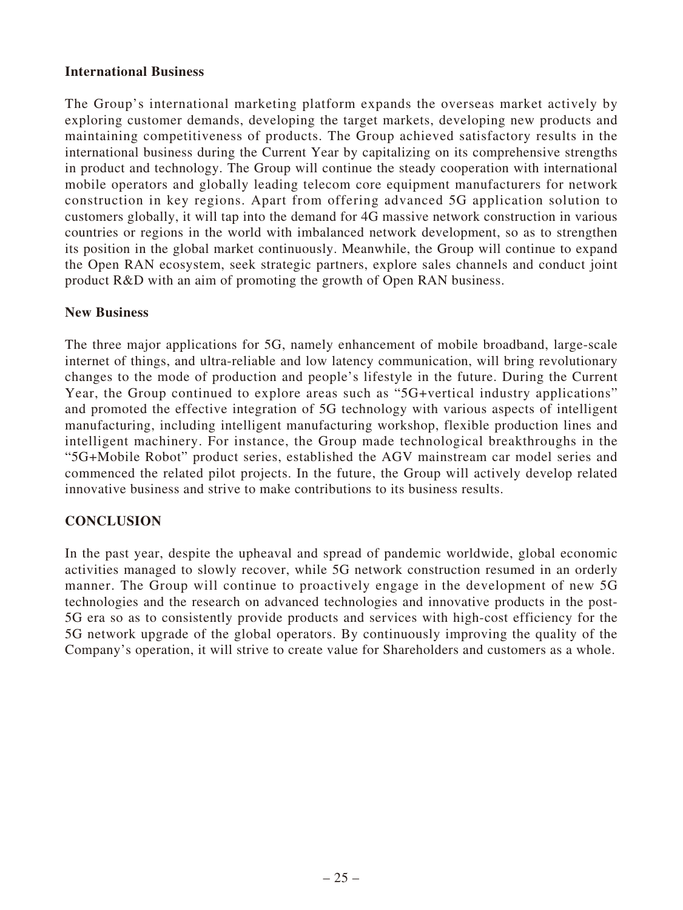### International Business

The Group's international marketing platform expands the overseas market actively by exploring customer demands, developing the target markets, developing new products and maintaining competitiveness of products. The Group achieved satisfactory results in the international business during the Current Year by capitalizing on its comprehensive strengths in product and technology. The Group will continue the steady cooperation with international mobile operators and globally leading telecom core equipment manufacturers for network construction in key regions. Apart from offering advanced 5G application solution to customers globally, it will tap into the demand for 4G massive network construction in various countries or regions in the world with imbalanced network development, so as to strengthen its position in the global market continuously. Meanwhile, the Group will continue to expand the Open RAN ecosystem, seek strategic partners, explore sales channels and conduct joint product R&D with an aim of promoting the growth of Open RAN business.

### New Business

The three major applications for 5G, namely enhancement of mobile broadband, large-scale internet of things, and ultra-reliable and low latency communication, will bring revolutionary changes to the mode of production and people's lifestyle in the future. During the Current Year, the Group continued to explore areas such as "5G+vertical industry applications" and promoted the effective integration of 5G technology with various aspects of intelligent manufacturing, including intelligent manufacturing workshop, flexible production lines and intelligent machinery. For instance, the Group made technological breakthroughs in the "5G+Mobile Robot" product series, established the AGV mainstream car model series and commenced the related pilot projects. In the future, the Group will actively develop related innovative business and strive to make contributions to its business results.

## CONCLUSION

In the past year, despite the upheaval and spread of pandemic worldwide, global economic activities managed to slowly recover, while 5G network construction resumed in an orderly manner. The Group will continue to proactively engage in the development of new 5G technologies and the research on advanced technologies and innovative products in the post-5G era so as to consistently provide products and services with high-cost efficiency for the 5G network upgrade of the global operators. By continuously improving the quality of the Company's operation, it will strive to create value for Shareholders and customers as a whole.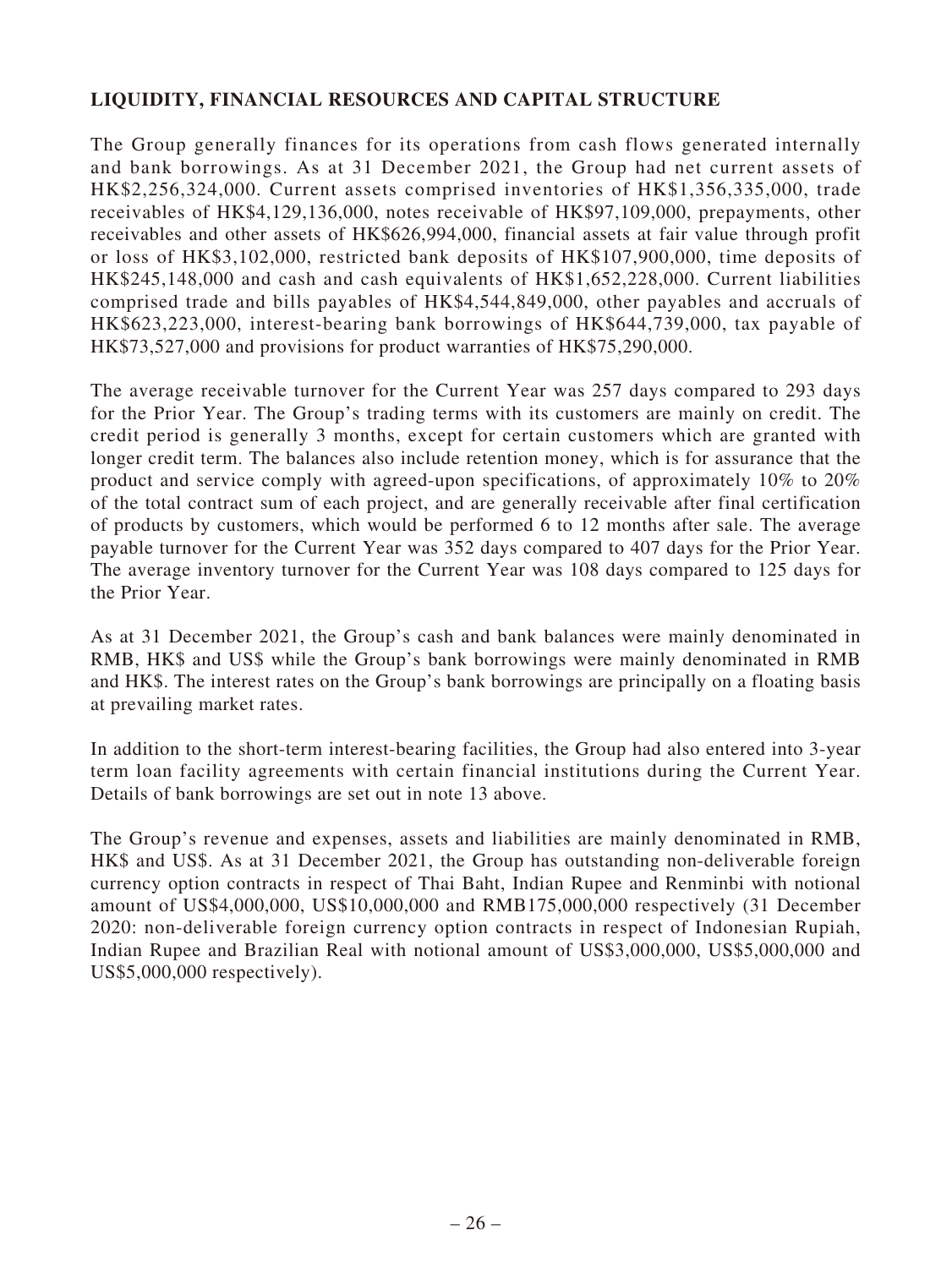## LIQUIDITY, FINANCIAL RESOURCES AND CAPITAL STRUCTURE

The Group generally finances for its operations from cash flows generated internally and bank borrowings. As at 31 December 2021, the Group had net current assets of HK$2,256,324,000. Current assets comprised inventories of HK$1,356,335,000, trade receivables of HK$4,129,136,000, notes receivable of HK$97,109,000, prepayments, other receivables and other assets of HK$626,994,000, financial assets at fair value through profit or loss of HK$3,102,000, restricted bank deposits of HK$107,900,000, time deposits of HK$245,148,000 and cash and cash equivalents of HK$1,652,228,000. Current liabilities comprised trade and bills payables of HK$4,544,849,000, other payables and accruals of HK$623,223,000, interest-bearing bank borrowings of HK$644,739,000, tax payable of HK$73,527,000 and provisions for product warranties of HK$75,290,000.

The average receivable turnover for the Current Year was 257 days compared to 293 days for the Prior Year. The Group's trading terms with its customers are mainly on credit. The credit period is generally 3 months, except for certain customers which are granted with longer credit term. The balances also include retention money, which is for assurance that the product and service comply with agreed-upon specifications, of approximately 10% to 20% of the total contract sum of each project, and are generally receivable after final certification of products by customers, which would be performed 6 to 12 months after sale. The average payable turnover for the Current Year was 352 days compared to 407 days for the Prior Year. The average inventory turnover for the Current Year was 108 days compared to 125 days for the Prior Year.

As at 31 December 2021, the Group's cash and bank balances were mainly denominated in RMB, HK$ and US$ while the Group's bank borrowings were mainly denominated in RMB and HK$. The interest rates on the Group's bank borrowings are principally on a floating basis at prevailing market rates.

In addition to the short-term interest-bearing facilities, the Group had also entered into 3-year term loan facility agreements with certain financial institutions during the Current Year. Details of bank borrowings are set out in note 13 above.

The Group's revenue and expenses, assets and liabilities are mainly denominated in RMB, HK$ and US$. As at 31 December 2021, the Group has outstanding non-deliverable foreign currency option contracts in respect of Thai Baht, Indian Rupee and Renminbi with notional amount of US$4,000,000, US$10,000,000 and RMB175,000,000 respectively (31 December 2020: non-deliverable foreign currency option contracts in respect of Indonesian Rupiah, Indian Rupee and Brazilian Real with notional amount of US$3,000,000, US$5,000,000 and US$5,000,000 respectively).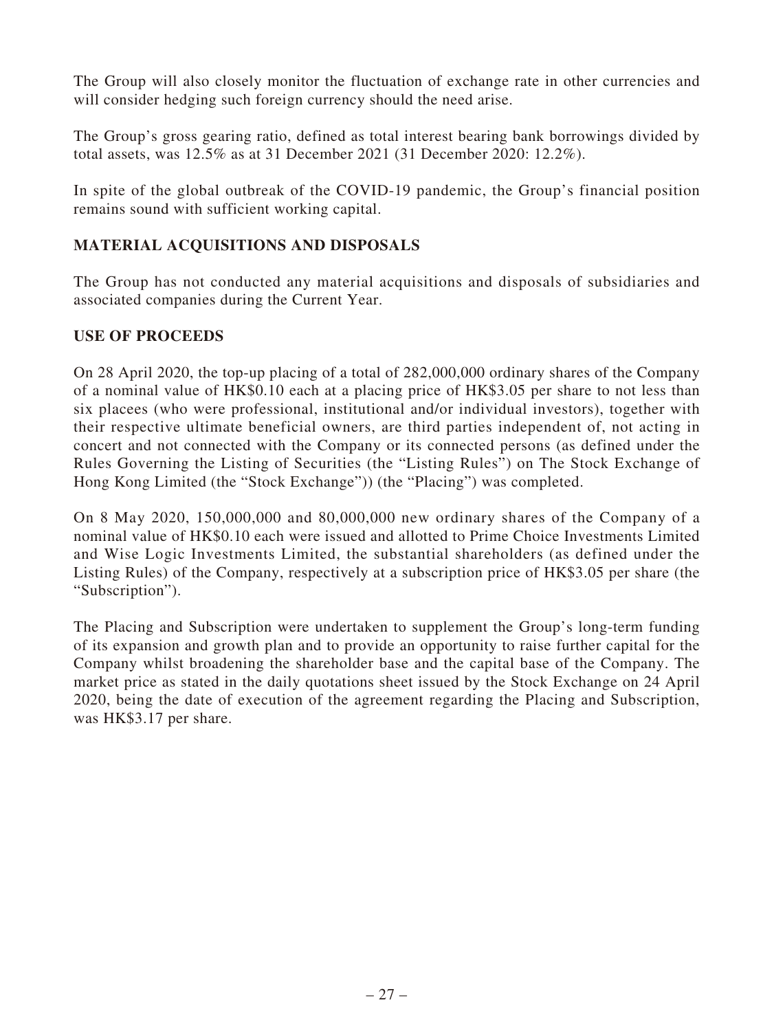The Group will also closely monitor the fluctuation of exchange rate in other currencies and will consider hedging such foreign currency should the need arise.

The Group's gross gearing ratio, defined as total interest bearing bank borrowings divided by total assets, was 12.5% as at 31 December 2021 (31 December 2020: 12.2%).

In spite of the global outbreak of the COVID-19 pandemic, the Group's financial position remains sound with sufficient working capital.

## MATERIAL ACQUISITIONS AND DISPOSALS

The Group has not conducted any material acquisitions and disposals of subsidiaries and associated companies during the Current Year.

## USE OF PROCEEDS

On 28 April 2020, the top-up placing of a total of 282,000,000 ordinary shares of the Company of a nominal value of HK$0.10 each at a placing price of HK$3.05 per share to not less than six placees (who were professional, institutional and/or individual investors), together with their respective ultimate beneficial owners, are third parties independent of, not acting in concert and not connected with the Company or its connected persons (as defined under the Rules Governing the Listing of Securities (the "Listing Rules") on The Stock Exchange of Hong Kong Limited (the "Stock Exchange")) (the "Placing") was completed.

On 8 May 2020, 150,000,000 and 80,000,000 new ordinary shares of the Company of a nominal value of HK$0.10 each were issued and allotted to Prime Choice Investments Limited and Wise Logic Investments Limited, the substantial shareholders (as defined under the Listing Rules) of the Company, respectively at a subscription price of HK$3.05 per share (the "Subscription").

The Placing and Subscription were undertaken to supplement the Group's long-term funding of its expansion and growth plan and to provide an opportunity to raise further capital for the Company whilst broadening the shareholder base and the capital base of the Company. The market price as stated in the daily quotations sheet issued by the Stock Exchange on 24 April 2020, being the date of execution of the agreement regarding the Placing and Subscription, was HK$3.17 per share.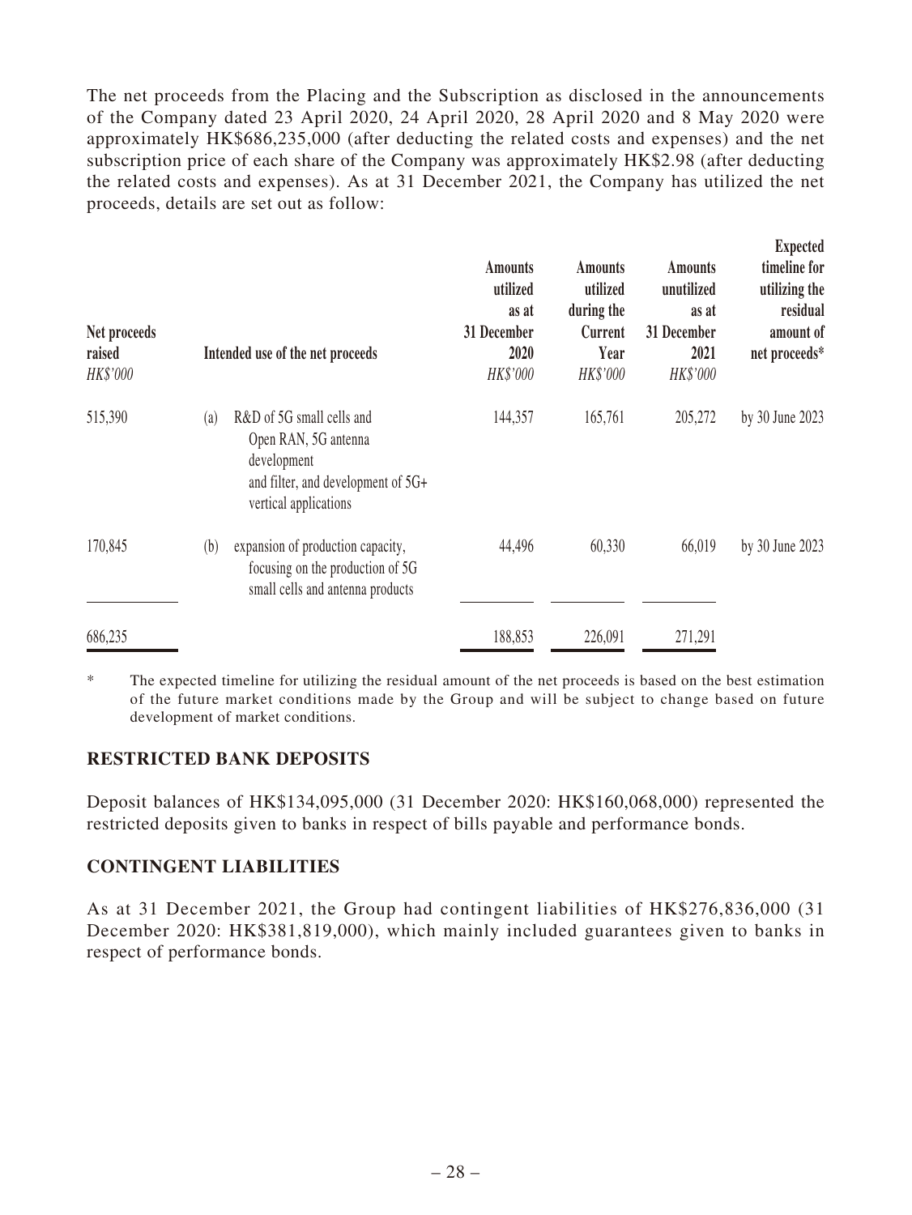The net proceeds from the Placing and the Subscription as disclosed in the announcements of the Company dated 23 April 2020, 24 April 2020, 28 April 2020 and 8 May 2020 were approximately HK$686,235,000 (after deducting the related costs and expenses) and the net subscription price of each share of the Company was approximately HK$2.98 (after deducting the related costs and expenses). As at 31 December 2021, the Company has utilized the net proceeds, details are set out as follow:

| Net proceeds raised<br>*HK$'000* | Intended use of the net proceeds | Amounts utilized as at 31 December 2020<br>*HK$'000* | Amounts utilized during the Current Year<br>*HK$'000* | Amounts unutilized as at 31 December 2021<br>*HK$'000* | Expected timeline for utilizing the residual amount of net proceeds* |
|---|---|---|---|---|---|
| 515,390 | (a) R&D of 5G small cells and Open RAN, 5G antenna development and filter, and development of 5G+ vertical applications | 144,357 | 165,761 | 205,272 | by 30 June 2023 |
| 170,845 | (b) expansion of production capacity, focusing on the production of 5G small cells and antenna products | 44,496 | 60,330 | 66,019 | by 30 June 2023 |
| 686,235 | | 188,853 | 226,091 | 271,291 | |

\* The expected timeline for utilizing the residual amount of the net proceeds is based on the best estimation of the future market conditions made by the Group and will be subject to change based on future development of market conditions.

## RESTRICTED BANK DEPOSITS

Deposit balances of HK$134,095,000 (31 December 2020: HK$160,068,000) represented the restricted deposits given to banks in respect of bills payable and performance bonds.

## CONTINGENT LIABILITIES

As at 31 December 2021, the Group had contingent liabilities of HK$276,836,000 (31 December 2020: HK$381,819,000), which mainly included guarantees given to banks in respect of performance bonds.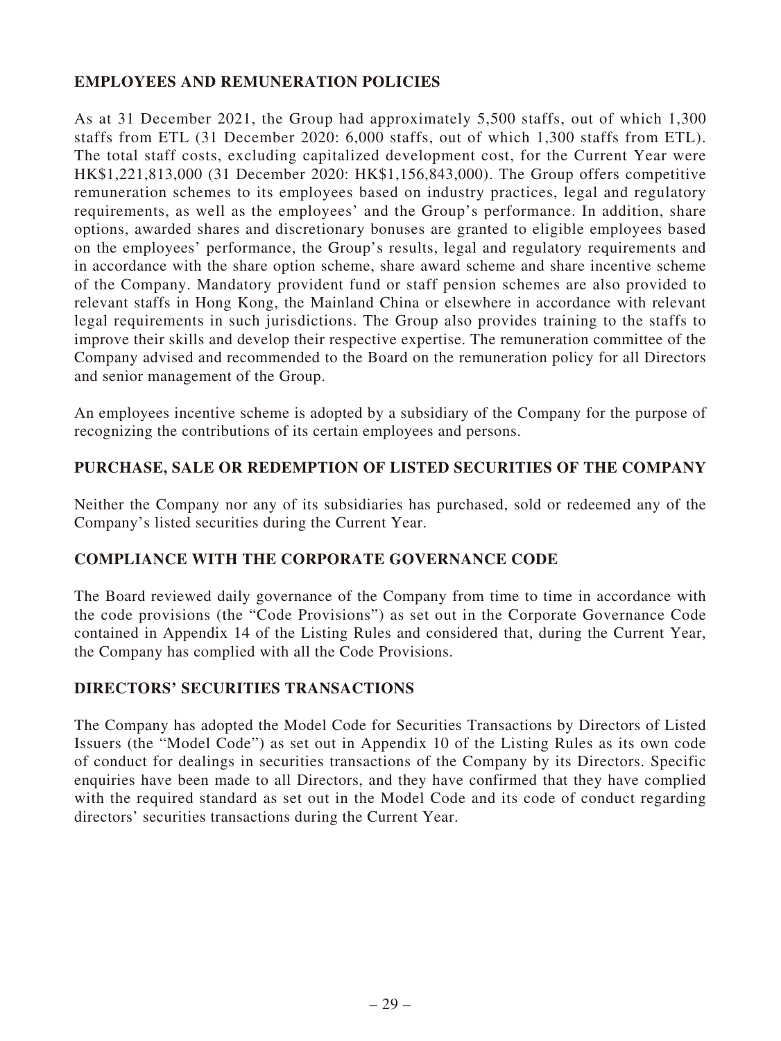## EMPLOYEES AND REMUNERATION POLICIES

As at 31 December 2021, the Group had approximately 5,500 staffs, out of which 1,300 staffs from ETL (31 December 2020: 6,000 staffs, out of which 1,300 staffs from ETL). The total staff costs, excluding capitalized development cost, for the Current Year were HK$1,221,813,000 (31 December 2020: HK$1,156,843,000). The Group offers competitive remuneration schemes to its employees based on industry practices, legal and regulatory requirements, as well as the employees' and the Group's performance. In addition, share options, awarded shares and discretionary bonuses are granted to eligible employees based on the employees' performance, the Group's results, legal and regulatory requirements and in accordance with the share option scheme, share award scheme and share incentive scheme of the Company. Mandatory provident fund or staff pension schemes are also provided to relevant staffs in Hong Kong, the Mainland China or elsewhere in accordance with relevant legal requirements in such jurisdictions. The Group also provides training to the staffs to improve their skills and develop their respective expertise. The remuneration committee of the Company advised and recommended to the Board on the remuneration policy for all Directors and senior management of the Group.

An employees incentive scheme is adopted by a subsidiary of the Company for the purpose of recognizing the contributions of its certain employees and persons.

## PURCHASE, SALE OR REDEMPTION OF LISTED SECURITIES OF THE COMPANY

Neither the Company nor any of its subsidiaries has purchased, sold or redeemed any of the Company's listed securities during the Current Year.

## COMPLIANCE WITH THE CORPORATE GOVERNANCE CODE

The Board reviewed daily governance of the Company from time to time in accordance with the code provisions (the "Code Provisions") as set out in the Corporate Governance Code contained in Appendix 14 of the Listing Rules and considered that, during the Current Year, the Company has complied with all the Code Provisions.

## DIRECTORS' SECURITIES TRANSACTIONS

The Company has adopted the Model Code for Securities Transactions by Directors of Listed Issuers (the "Model Code") as set out in Appendix 10 of the Listing Rules as its own code of conduct for dealings in securities transactions of the Company by its Directors. Specific enquiries have been made to all Directors, and they have confirmed that they have complied with the required standard as set out in the Model Code and its code of conduct regarding directors' securities transactions during the Current Year.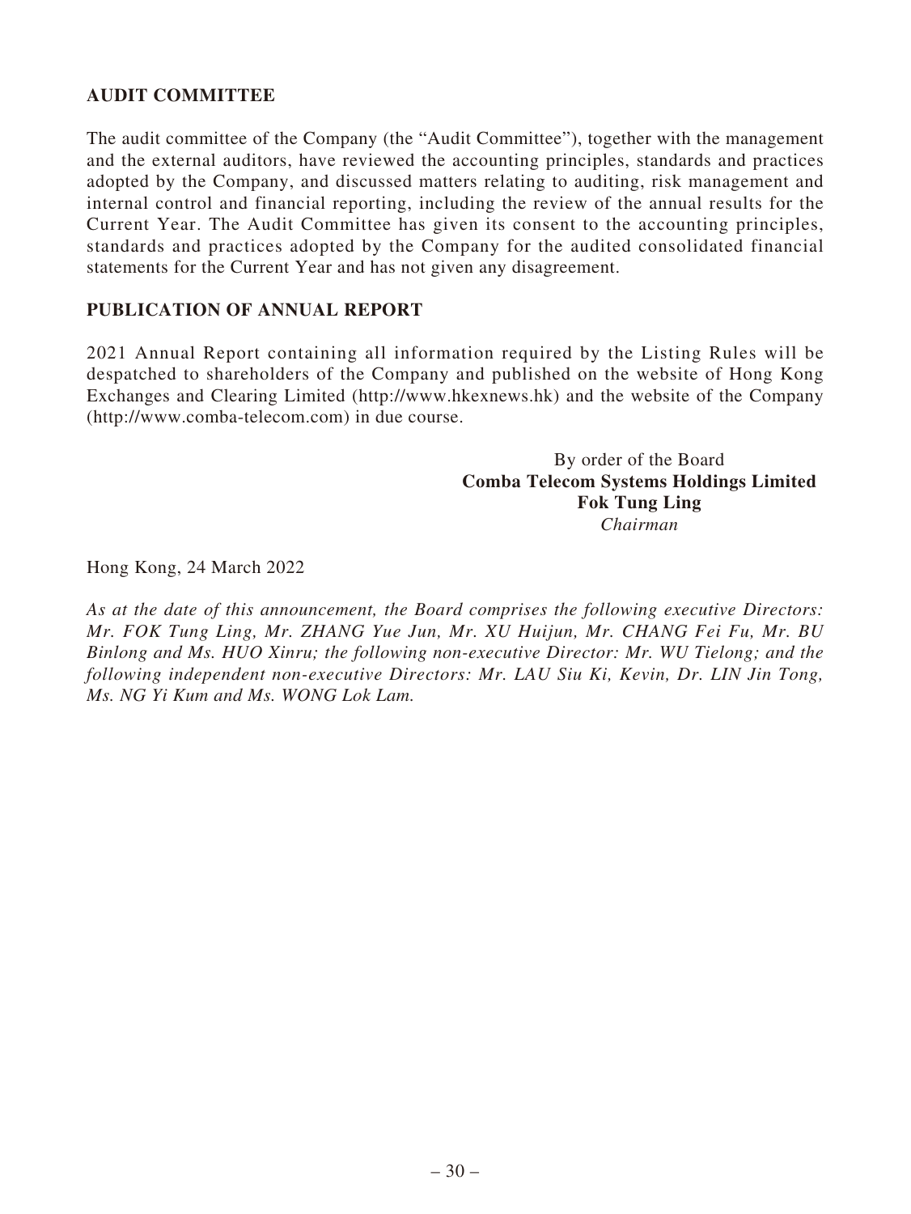## AUDIT COMMITTEE

The audit committee of the Company (the "Audit Committee"), together with the management and the external auditors, have reviewed the accounting principles, standards and practices adopted by the Company, and discussed matters relating to auditing, risk management and internal control and financial reporting, including the review of the annual results for the Current Year. The Audit Committee has given its consent to the accounting principles, standards and practices adopted by the Company for the audited consolidated financial statements for the Current Year and has not given any disagreement.

## PUBLICATION OF ANNUAL REPORT

2021 Annual Report containing all information required by the Listing Rules will be despatched to shareholders of the Company and published on the website of Hong Kong Exchanges and Clearing Limited (http://www.hkexnews.hk) and the website of the Company (http://www.comba-telecom.com) in due course.

By order of the Board
**Comba Telecom Systems Holdings Limited**
**Fok Tung Ling**
*Chairman*

Hong Kong, 24 March 2022

*As at the date of this announcement, the Board comprises the following executive Directors: Mr. FOK Tung Ling, Mr. ZHANG Yue Jun, Mr. XU Huijun, Mr. CHANG Fei Fu, Mr. BU Binlong and Ms. HUO Xinru; the following non-executive Director: Mr. WU Tielong; and the following independent non-executive Directors: Mr. LAU Siu Ki, Kevin, Dr. LIN Jin Tong, Ms. NG Yi Kum and Ms. WONG Lok Lam.*